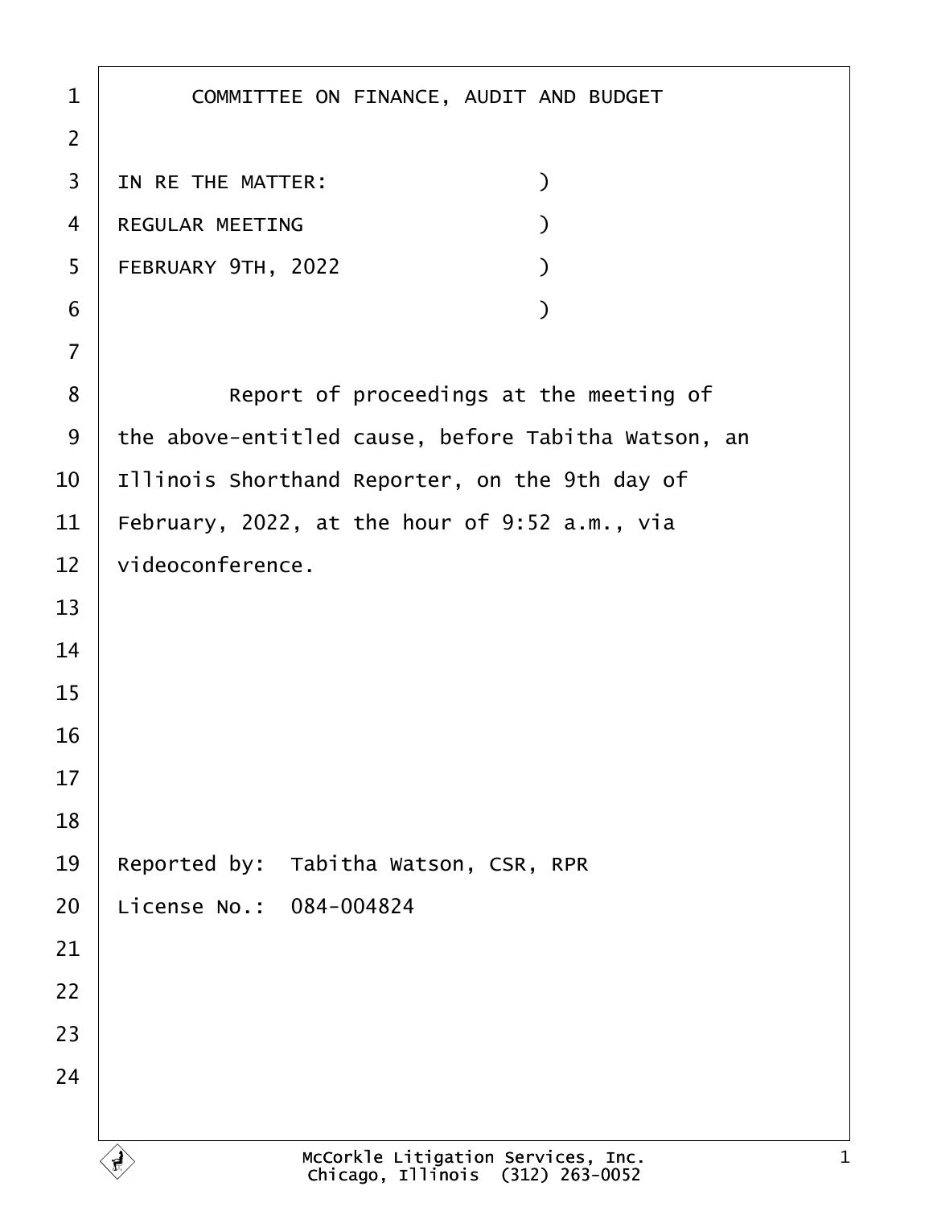# COMMITTEE ON FINANCE, AUDIT AND BUDGET

IN RE THE MATTER: )
REGULAR MEETING )
FEBRUARY 9TH, 2022 )
)

Report of proceedings at the meeting of the above-entitled cause, before Tabitha Watson, an Illinois Shorthand Reporter, on the 9th day of February, 2022, at the hour of 9:52 a.m., via videoconference.

Reported by: Tabitha Watson, CSR, RPR
License No.: 084-004824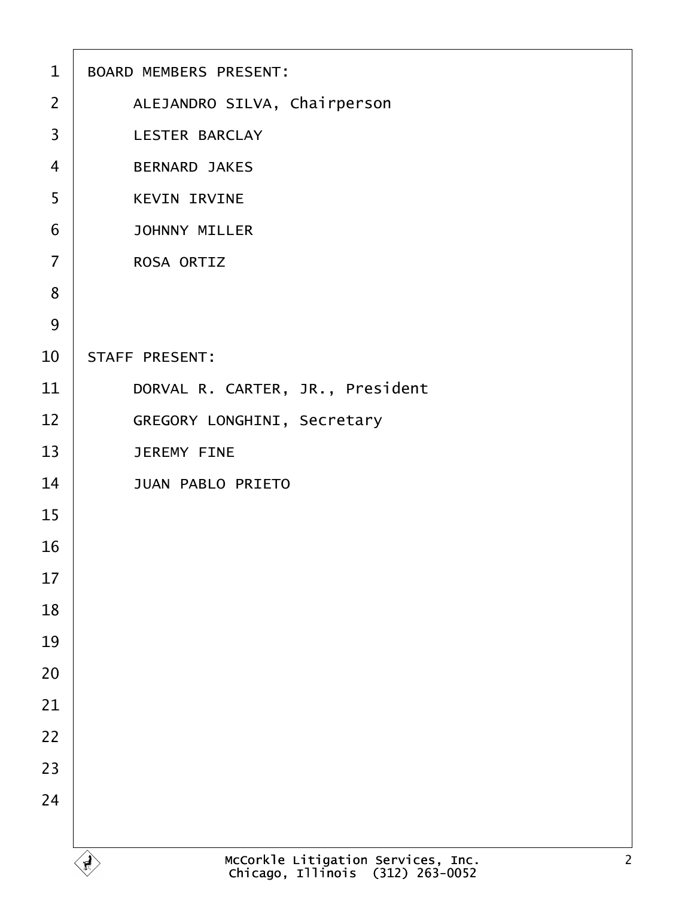BOARD MEMBERS PRESENT:

ALEJANDRO SILVA, Chairperson

LESTER BARCLAY

BERNARD JAKES

KEVIN IRVINE

JOHNNY MILLER

ROSA ORTIZ

STAFF PRESENT:

DORVAL R. CARTER, JR., President

GREGORY LONGHINI, Secretary

JEREMY FINE

JUAN PABLO PRIETO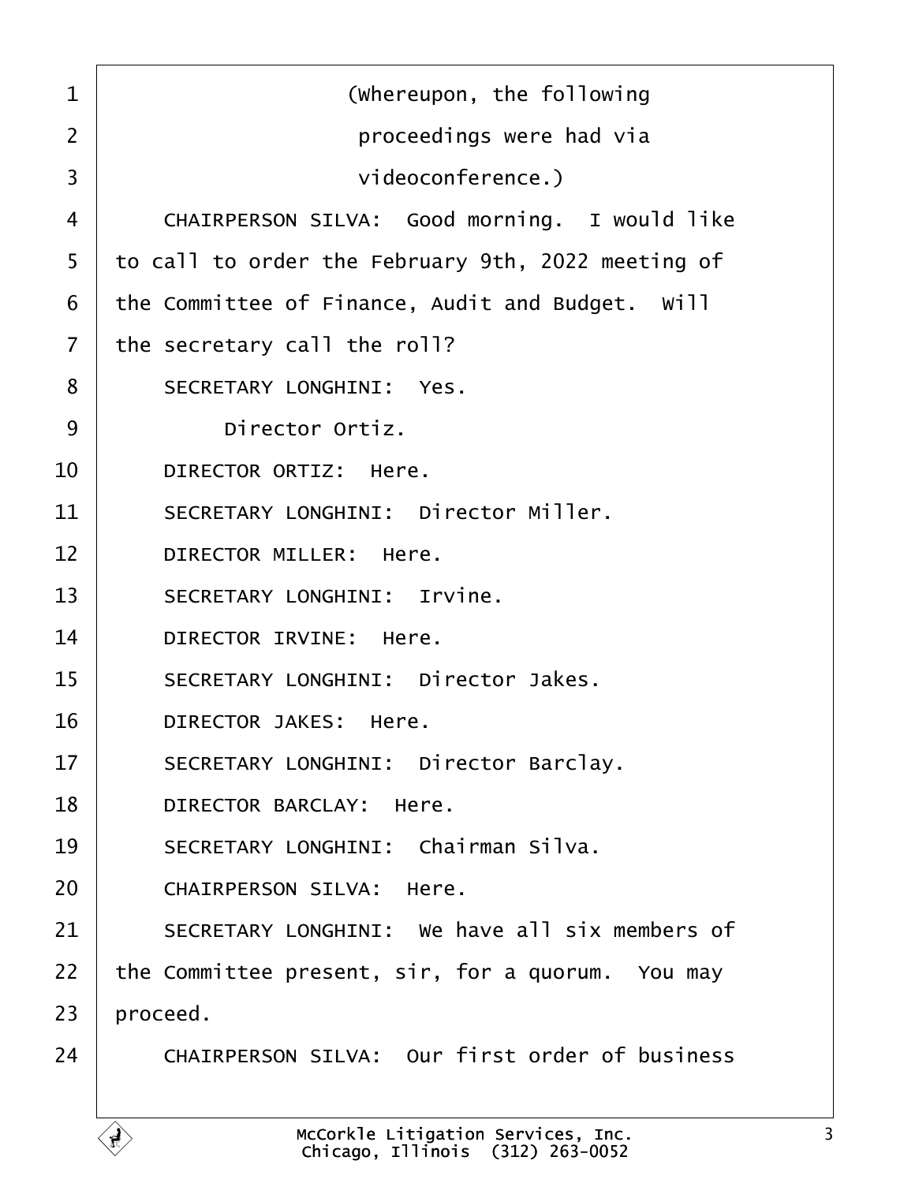(Whereupon, the following proceedings were had via videoconference.)

CHAIRPERSON SILVA: Good morning. I would like to call to order the February 9th, 2022 meeting of the Committee of Finance, Audit and Budget. Will the secretary call the roll?

SECRETARY LONGHINI: Yes.

Director Ortiz.

DIRECTOR ORTIZ: Here.

SECRETARY LONGHINI: Director Miller.

DIRECTOR MILLER: Here.

SECRETARY LONGHINI: Irvine.

DIRECTOR IRVINE: Here.

SECRETARY LONGHINI: Director Jakes.

DIRECTOR JAKES: Here.

SECRETARY LONGHINI: Director Barclay.

DIRECTOR BARCLAY: Here.

SECRETARY LONGHINI: Chairman Silva.

CHAIRPERSON SILVA: Here.

SECRETARY LONGHINI: We have all six members of the Committee present, sir, for a quorum. You may proceed.

CHAIRPERSON SILVA: Our first order of business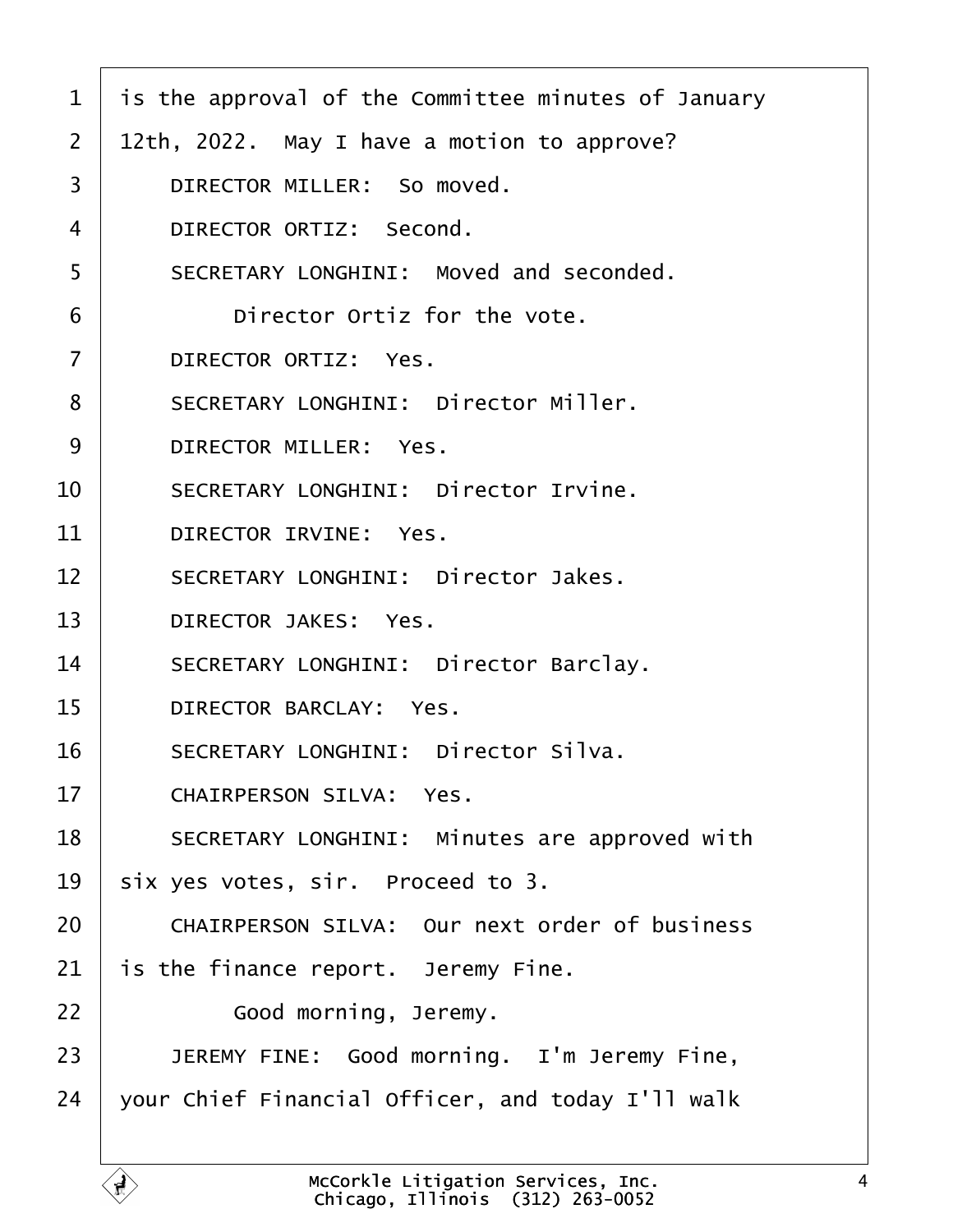1 is the approval of the Committee minutes of January
2 12th, 2022. May I have a motion to approve?
3 DIRECTOR MILLER: So moved.
4 DIRECTOR ORTIZ: Second.
5 SECRETARY LONGHINI: Moved and seconded.
6 Director Ortiz for the vote.
7 DIRECTOR ORTIZ: Yes.
8 SECRETARY LONGHINI: Director Miller.
9 DIRECTOR MILLER: Yes.
10 SECRETARY LONGHINI: Director Irvine.
11 DIRECTOR IRVINE: Yes.
12 SECRETARY LONGHINI: Director Jakes.
13 DIRECTOR JAKES: Yes.
14 SECRETARY LONGHINI: Director Barclay.
15 DIRECTOR BARCLAY: Yes.
16 SECRETARY LONGHINI: Director Silva.
17 CHAIRPERSON SILVA: Yes.
18 SECRETARY LONGHINI: Minutes are approved with
19 six yes votes, sir. Proceed to 3.
20 CHAIRPERSON SILVA: Our next order of business
21 is the finance report. Jeremy Fine.
22 Good morning, Jeremy.
23 JEREMY FINE: Good morning. I'm Jeremy Fine,
24 your Chief Financial Officer, and today I'll walk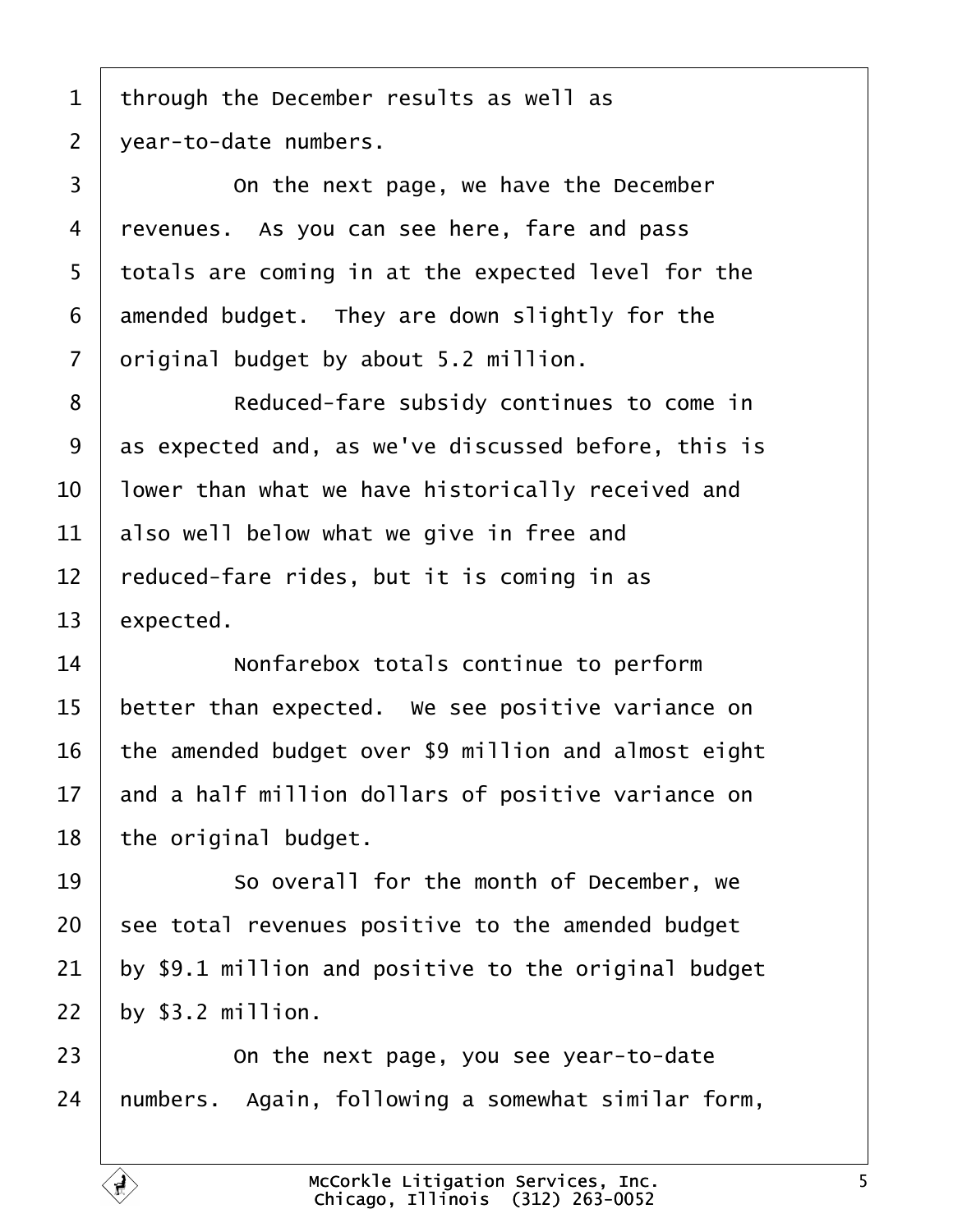1 through the December results as well as
2 year-to-date numbers.
3 On the next page, we have the December
4 revenues. As you can see here, fare and pass
5 totals are coming in at the expected level for the
6 amended budget. They are down slightly for the
7 original budget by about 5.2 million.
8 Reduced-fare subsidy continues to come in
9 as expected and, as we've discussed before, this is
10 lower than what we have historically received and
11 also well below what we give in free and
12 reduced-fare rides, but it is coming in as
13 expected.
14 Nonfarebox totals continue to perform
15 better than expected. We see positive variance on
16 the amended budget over $9 million and almost eight
17 and a half million dollars of positive variance on
18 the original budget.
19 So overall for the month of December, we
20 see total revenues positive to the amended budget
21 by $9.1 million and positive to the original budget
22 by $3.2 million.
23 On the next page, you see year-to-date
24 numbers. Again, following a somewhat similar form,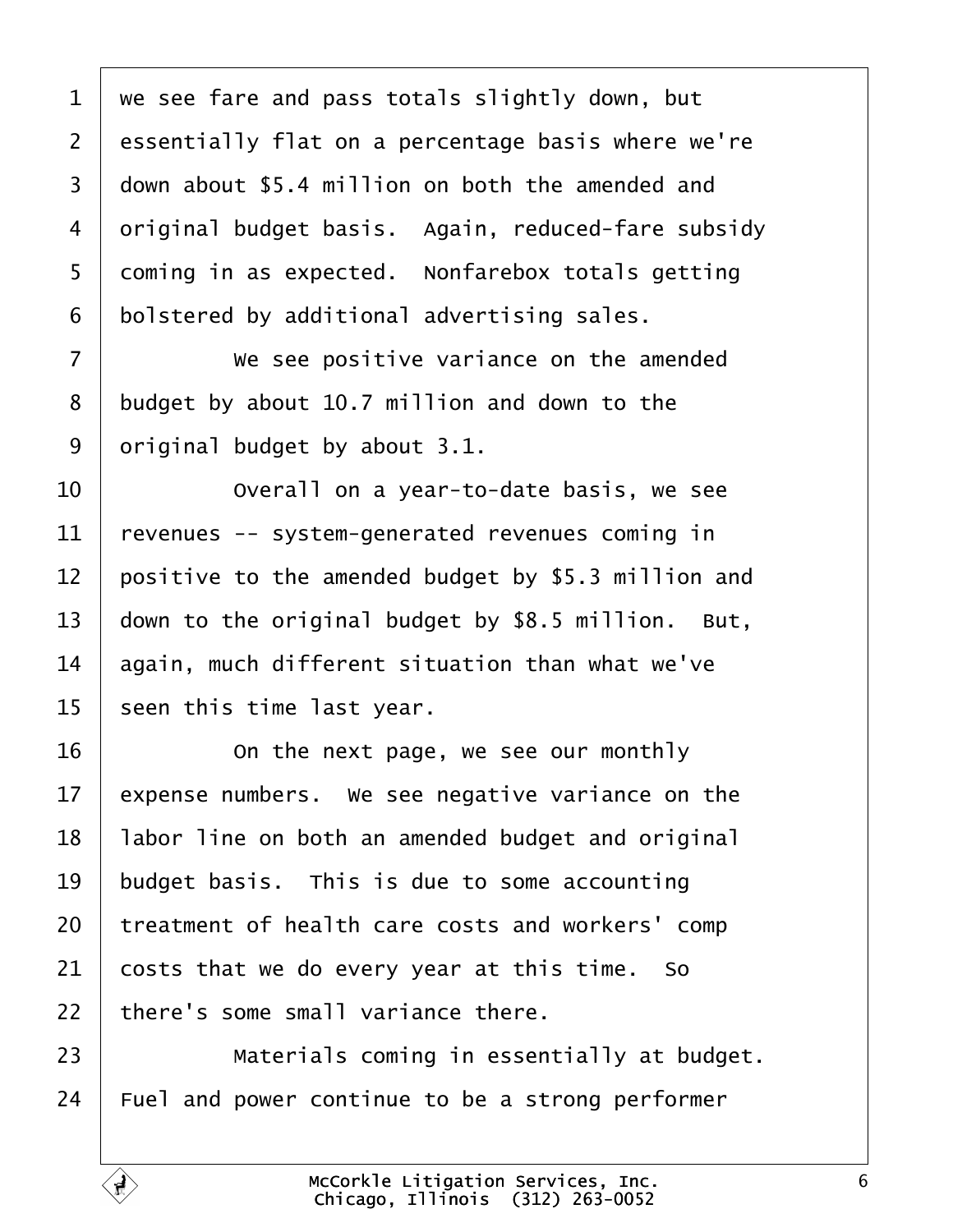we see fare and pass totals slightly down, but essentially flat on a percentage basis where we're down about $5.4 million on both the amended and original budget basis. Again, reduced-fare subsidy coming in as expected. Nonfarebox totals getting bolstered by additional advertising sales.

We see positive variance on the amended budget by about 10.7 million and down to the original budget by about 3.1.

Overall on a year-to-date basis, we see revenues -- system-generated revenues coming in positive to the amended budget by $5.3 million and down to the original budget by $8.5 million. But, again, much different situation than what we've seen this time last year.

On the next page, we see our monthly expense numbers. We see negative variance on the labor line on both an amended budget and original budget basis. This is due to some accounting treatment of health care costs and workers' comp costs that we do every year at this time. So there's some small variance there.

Materials coming in essentially at budget. Fuel and power continue to be a strong performer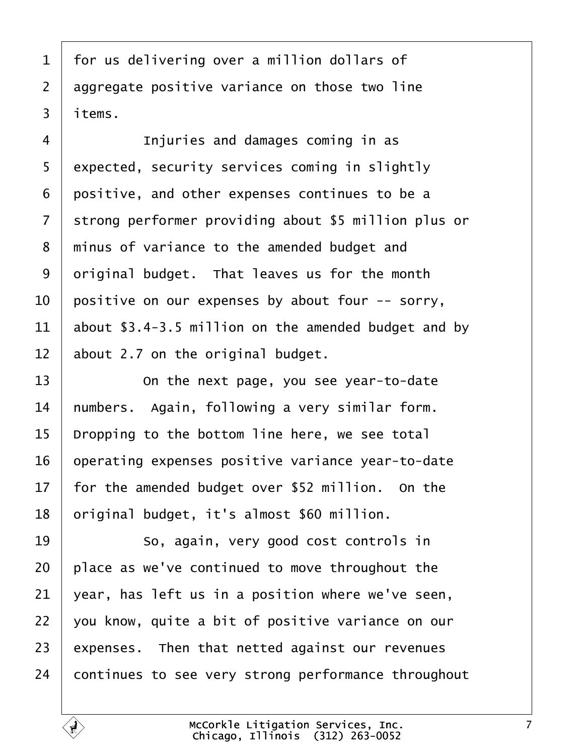for us delivering over a million dollars of aggregate positive variance on those two line items.

Injuries and damages coming in as expected, security services coming in slightly positive, and other expenses continues to be a strong performer providing about $5 million plus or minus of variance to the amended budget and original budget. That leaves us for the month positive on our expenses by about four -- sorry, about $3.4-3.5 million on the amended budget and by about 2.7 on the original budget.

On the next page, you see year-to-date numbers. Again, following a very similar form. Dropping to the bottom line here, we see total operating expenses positive variance year-to-date for the amended budget over $52 million. On the original budget, it's almost $60 million.

So, again, very good cost controls in place as we've continued to move throughout the year, has left us in a position where we've seen, you know, quite a bit of positive variance on our expenses. Then that netted against our revenues continues to see very strong performance throughout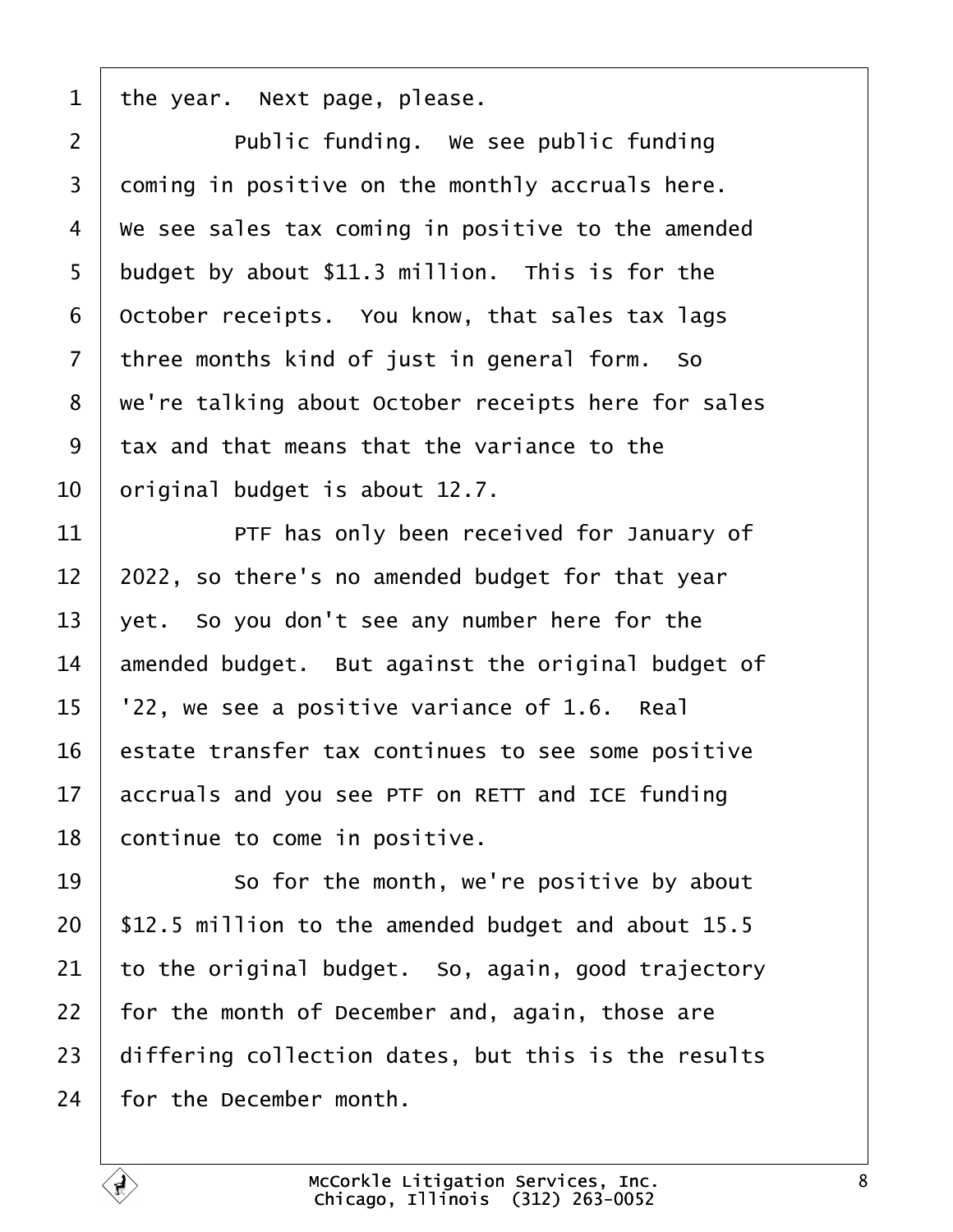1 the year. Next page, please.

2 Public funding. We see public funding

3 coming in positive on the monthly accruals here.

4 We see sales tax coming in positive to the amended

5 budget by about $11.3 million. This is for the

6 October receipts. You know, that sales tax lags

7 three months kind of just in general form. So

8 we're talking about October receipts here for sales

9 tax and that means that the variance to the

10 original budget is about 12.7.

11 PTF has only been received for January of

12 2022, so there's no amended budget for that year

13 yet. So you don't see any number here for the

14 amended budget. But against the original budget of

15 '22, we see a positive variance of 1.6. Real

16 estate transfer tax continues to see some positive

17 accruals and you see PTF on RETT and ICE funding

18 continue to come in positive.

19 So for the month, we're positive by about

20 $12.5 million to the amended budget and about 15.5

21 to the original budget. So, again, good trajectory

22 for the month of December and, again, those are

23 differing collection dates, but this is the results

24 for the December month.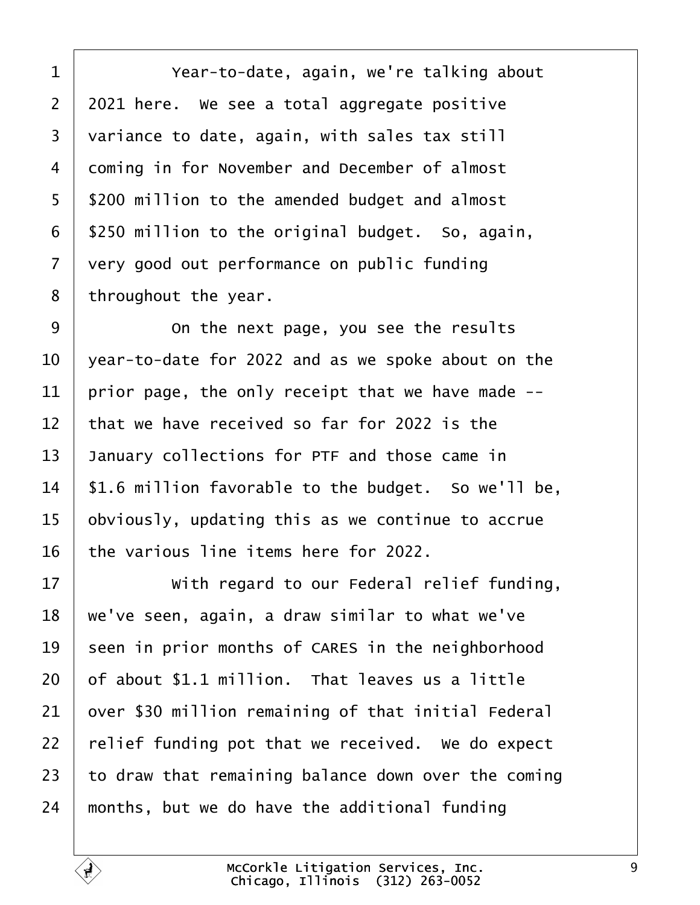Year-to-date, again, we're talking about 2021 here. We see a total aggregate positive variance to date, again, with sales tax still coming in for November and December of almost $200 million to the amended budget and almost $250 million to the original budget. So, again, very good out performance on public funding throughout the year.

On the next page, you see the results year-to-date for 2022 and as we spoke about on the prior page, the only receipt that we have made -- that we have received so far for 2022 is the January collections for PTF and those came in $1.6 million favorable to the budget. So we'll be, obviously, updating this as we continue to accrue the various line items here for 2022.

With regard to our Federal relief funding, we've seen, again, a draw similar to what we've seen in prior months of CARES in the neighborhood of about $1.1 million. That leaves us a little over $30 million remaining of that initial Federal relief funding pot that we received. We do expect to draw that remaining balance down over the coming months, but we do have the additional funding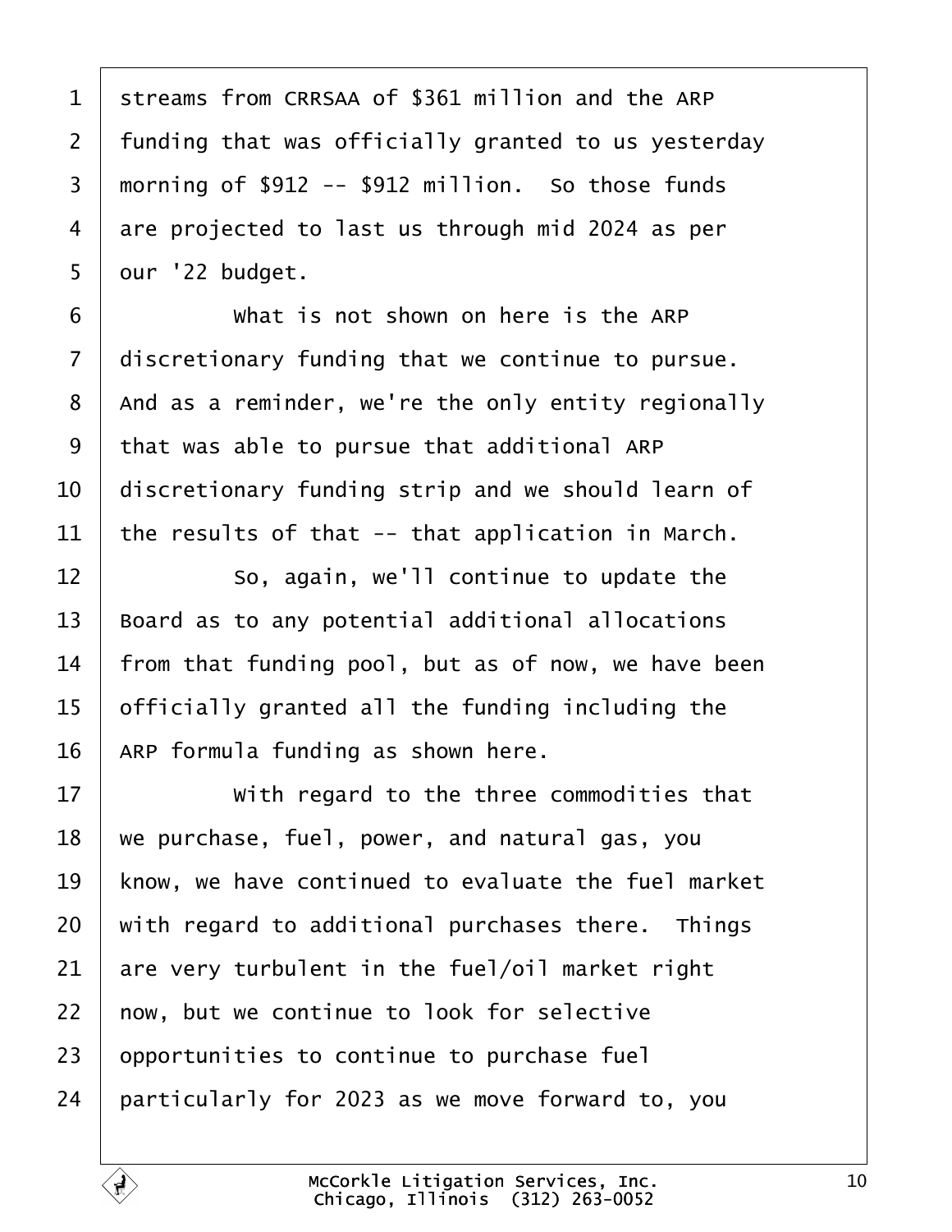1 streams from CRRSAA of $361 million and the ARP
2 funding that was officially granted to us yesterday
3 morning of $912 -- $912 million. So those funds
4 are projected to last us through mid 2024 as per
5 our '22 budget.

6 What is not shown on here is the ARP
7 discretionary funding that we continue to pursue.
8 And as a reminder, we're the only entity regionally
9 that was able to pursue that additional ARP
10 discretionary funding strip and we should learn of
11 the results of that -- that application in March.

12 So, again, we'll continue to update the
13 Board as to any potential additional allocations
14 from that funding pool, but as of now, we have been
15 officially granted all the funding including the
16 ARP formula funding as shown here.

17 With regard to the three commodities that
18 we purchase, fuel, power, and natural gas, you
19 know, we have continued to evaluate the fuel market
20 with regard to additional purchases there. Things
21 are very turbulent in the fuel/oil market right
22 now, but we continue to look for selective
23 opportunities to continue to purchase fuel
24 particularly for 2023 as we move forward to, you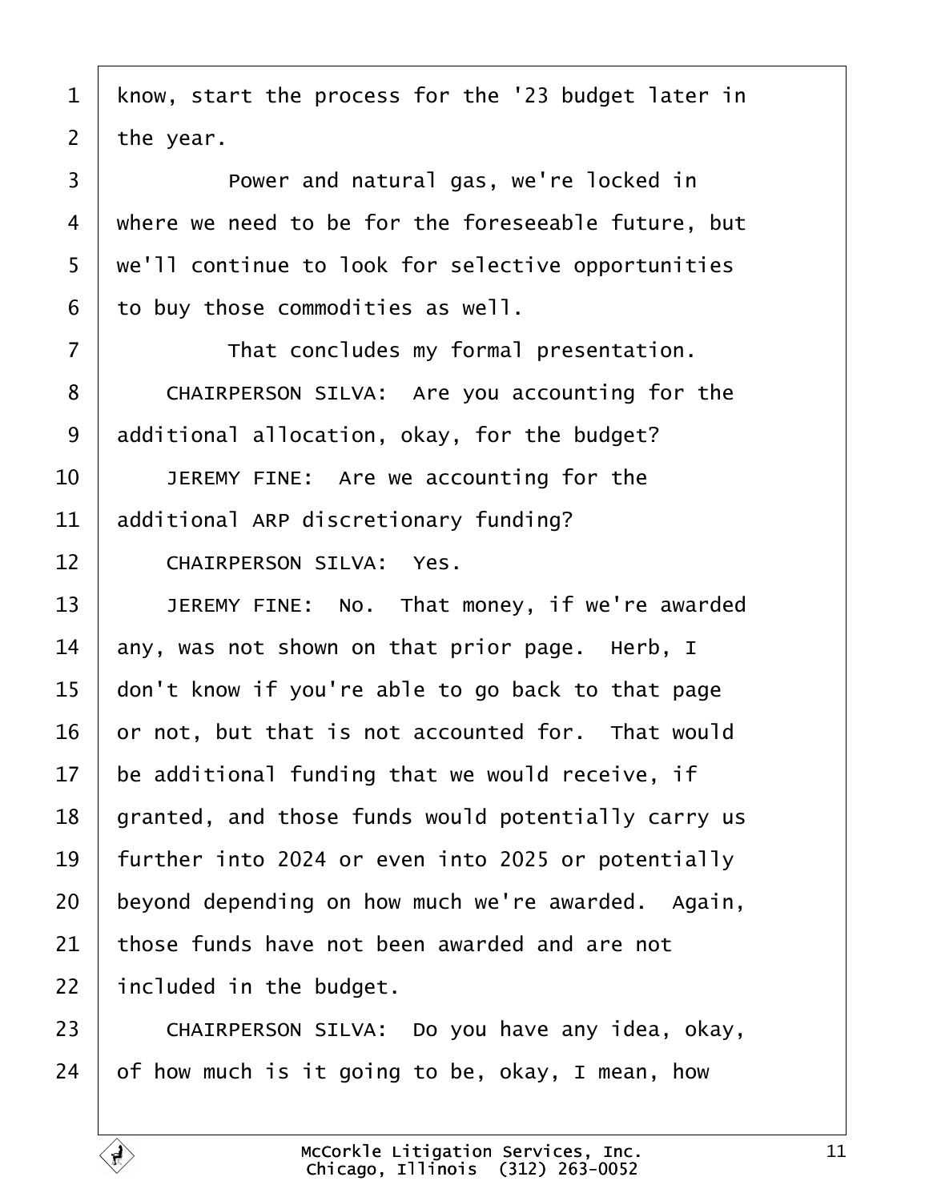know, start the process for the '23 budget later in the year.

Power and natural gas, we're locked in where we need to be for the foreseeable future, but we'll continue to look for selective opportunities to buy those commodities as well.

That concludes my formal presentation.

CHAIRPERSON SILVA: Are you accounting for the additional allocation, okay, for the budget?

JEREMY FINE: Are we accounting for the additional ARP discretionary funding?

CHAIRPERSON SILVA: Yes.

JEREMY FINE: No. That money, if we're awarded any, was not shown on that prior page. Herb, I don't know if you're able to go back to that page or not, but that is not accounted for. That would be additional funding that we would receive, if granted, and those funds would potentially carry us further into 2024 or even into 2025 or potentially beyond depending on how much we're awarded. Again, those funds have not been awarded and are not included in the budget.

CHAIRPERSON SILVA: Do you have any idea, okay, of how much is it going to be, okay, I mean, how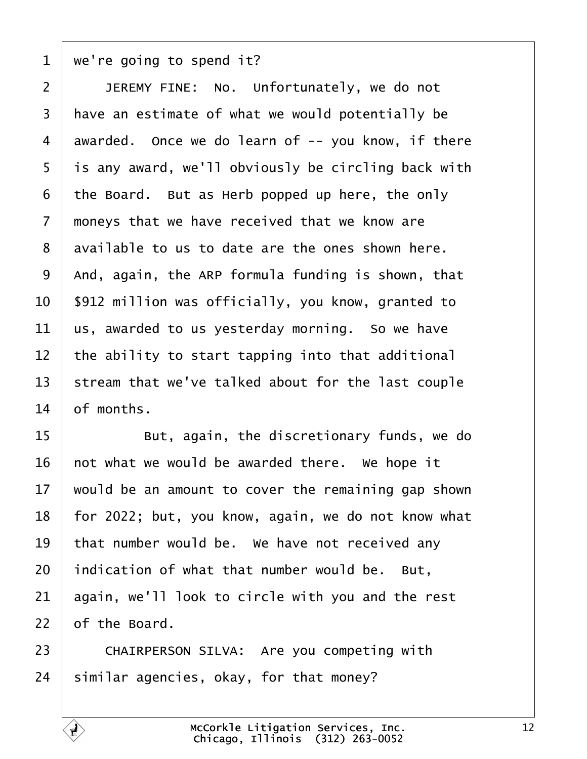1 we're going to spend it?

2 JEREMY FINE: No. Unfortunately, we do not

3 have an estimate of what we would potentially be

4 awarded. Once we do learn of -- you know, if there

5 is any award, we'll obviously be circling back with

6 the Board. But as Herb popped up here, the only

7 moneys that we have received that we know are

8 available to us to date are the ones shown here.

9 And, again, the ARP formula funding is shown, that

10 $912 million was officially, you know, granted to

11 us, awarded to us yesterday morning. So we have

12 the ability to start tapping into that additional

13 stream that we've talked about for the last couple

14 of months.

15 But, again, the discretionary funds, we do

16 not what we would be awarded there. We hope it

17 would be an amount to cover the remaining gap shown

18 for 2022; but, you know, again, we do not know what

19 that number would be. We have not received any

20 indication of what that number would be. But,

21 again, we'll look to circle with you and the rest

22 of the Board.

23 CHAIRPERSON SILVA: Are you competing with

24 similar agencies, okay, for that money?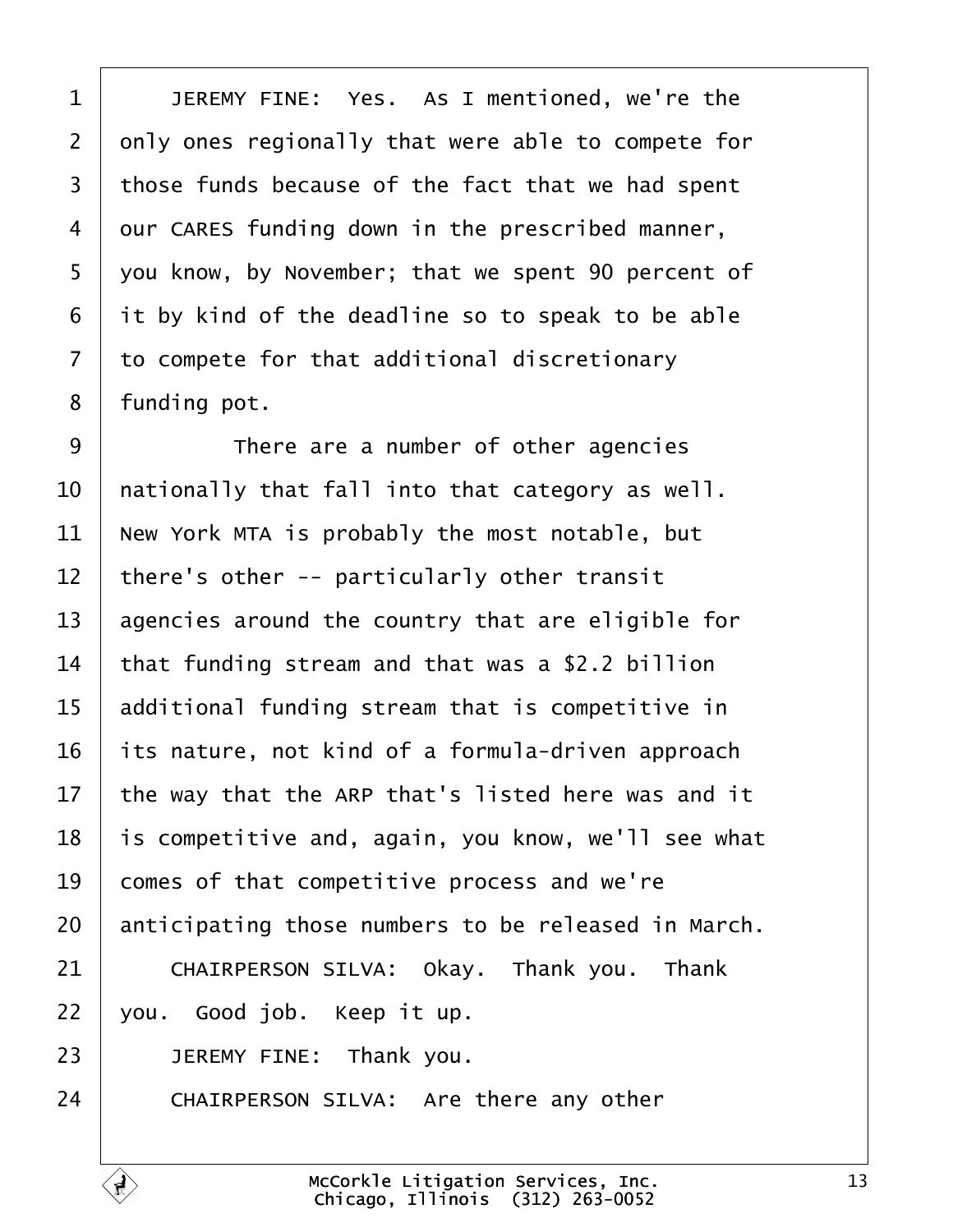JEREMY FINE: Yes. As I mentioned, we're the only ones regionally that were able to compete for those funds because of the fact that we had spent our CARES funding down in the prescribed manner, you know, by November; that we spent 90 percent of it by kind of the deadline so to speak to be able to compete for that additional discretionary funding pot.

There are a number of other agencies nationally that fall into that category as well. New York MTA is probably the most notable, but there's other -- particularly other transit agencies around the country that are eligible for that funding stream and that was a $2.2 billion additional funding stream that is competitive in its nature, not kind of a formula-driven approach the way that the ARP that's listed here was and it is competitive and, again, you know, we'll see what comes of that competitive process and we're anticipating those numbers to be released in March.

CHAIRPERSON SILVA: Okay. Thank you. Thank you. Good job. Keep it up.

JEREMY FINE: Thank you.

CHAIRPERSON SILVA: Are there any other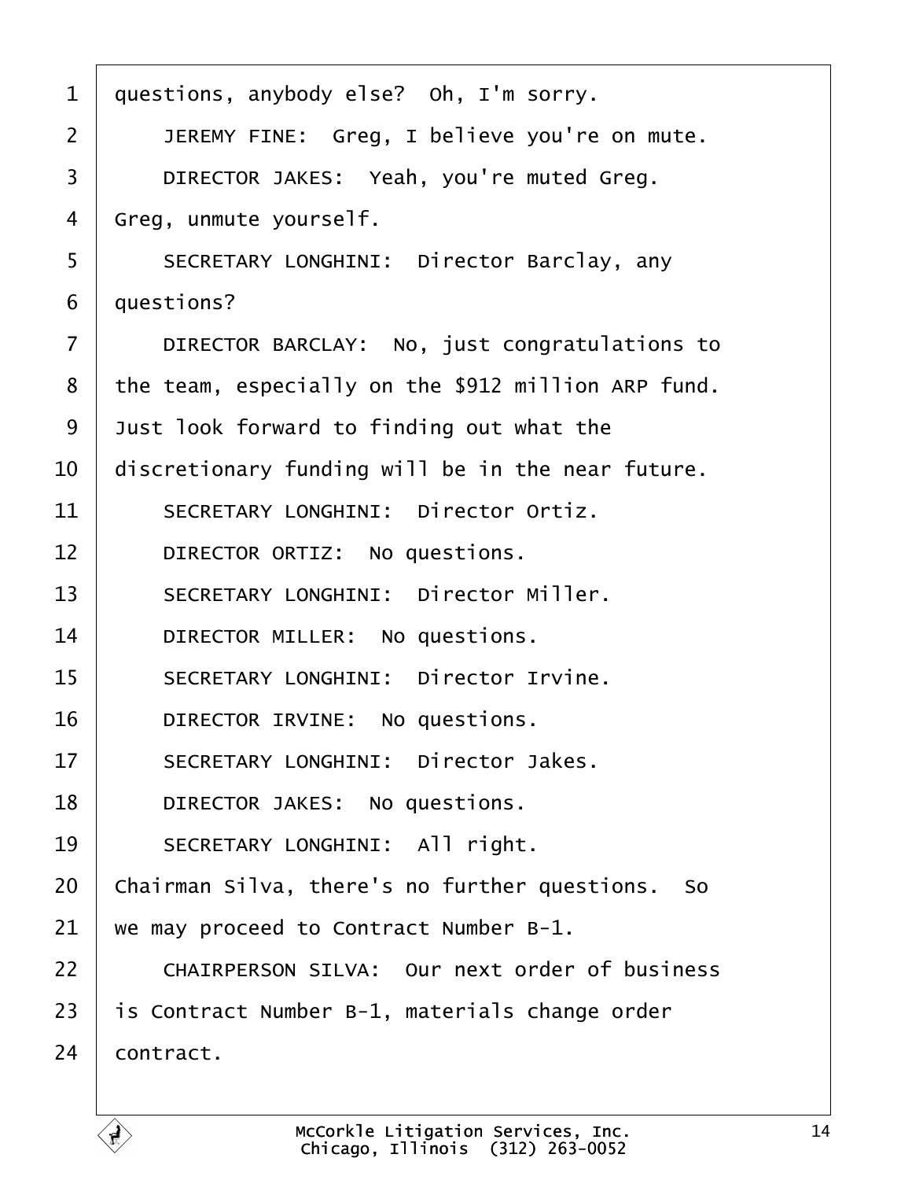1 questions, anybody else? Oh, I'm sorry.

2 JEREMY FINE: Greg, I believe you're on mute.

3 DIRECTOR JAKES: Yeah, you're muted Greg.

4 Greg, unmute yourself.

5 SECRETARY LONGHINI: Director Barclay, any

6 questions?

7 DIRECTOR BARCLAY: No, just congratulations to

8 the team, especially on the $912 million ARP fund.

9 Just look forward to finding out what the

10 discretionary funding will be in the near future.

11 SECRETARY LONGHINI: Director Ortiz.

12 DIRECTOR ORTIZ: No questions.

13 SECRETARY LONGHINI: Director Miller.

14 DIRECTOR MILLER: No questions.

15 SECRETARY LONGHINI: Director Irvine.

16 DIRECTOR IRVINE: No questions.

17 SECRETARY LONGHINI: Director Jakes.

18 DIRECTOR JAKES: No questions.

19 SECRETARY LONGHINI: All right.

20 Chairman Silva, there's no further questions. So

21 we may proceed to Contract Number B-1.

22 CHAIRPERSON SILVA: Our next order of business

23 is Contract Number B-1, materials change order

24 contract.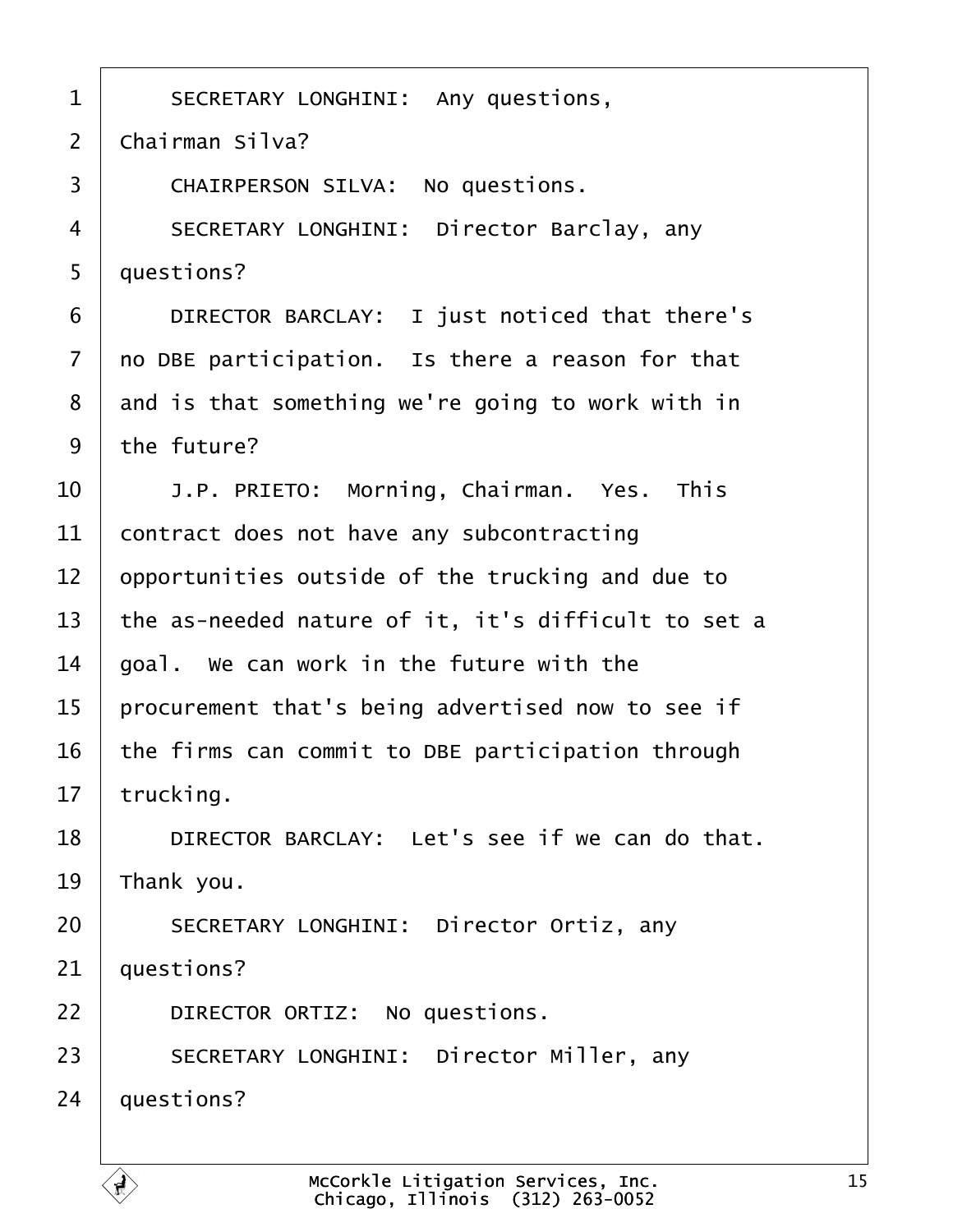SECRETARY LONGHINI: Any questions, Chairman Silva?

CHAIRPERSON SILVA: No questions.

SECRETARY LONGHINI: Director Barclay, any questions?

DIRECTOR BARCLAY: I just noticed that there's no DBE participation. Is there a reason for that and is that something we're going to work with in the future?

J.P. PRIETO: Morning, Chairman. Yes. This contract does not have any subcontracting opportunities outside of the trucking and due to the as-needed nature of it, it's difficult to set a goal. We can work in the future with the procurement that's being advertised now to see if the firms can commit to DBE participation through trucking.

DIRECTOR BARCLAY: Let's see if we can do that. Thank you.

SECRETARY LONGHINI: Director Ortiz, any questions?

DIRECTOR ORTIZ: No questions.

SECRETARY LONGHINI: Director Miller, any questions?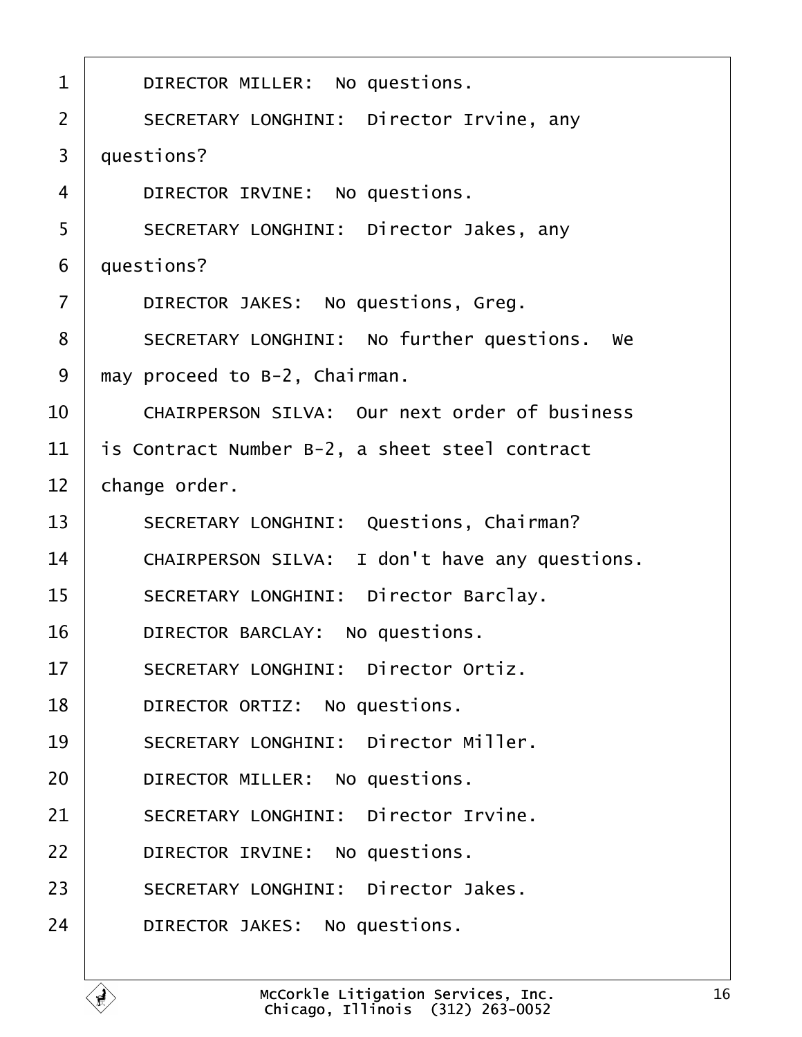1 DIRECTOR MILLER: No questions.

2 SECRETARY LONGHINI: Director Irvine, any

3 questions?

4 DIRECTOR IRVINE: No questions.

5 SECRETARY LONGHINI: Director Jakes, any

6 questions?

7 DIRECTOR JAKES: No questions, Greg.

8 SECRETARY LONGHINI: No further questions. We

9 may proceed to B-2, Chairman.

10 CHAIRPERSON SILVA: Our next order of business

11 is Contract Number B-2, a sheet steel contract

12 change order.

13 SECRETARY LONGHINI: Questions, Chairman?

14 CHAIRPERSON SILVA: I don't have any questions.

15 SECRETARY LONGHINI: Director Barclay.

16 DIRECTOR BARCLAY: No questions.

17 SECRETARY LONGHINI: Director Ortiz.

18 DIRECTOR ORTIZ: No questions.

19 SECRETARY LONGHINI: Director Miller.

20 DIRECTOR MILLER: No questions.

21 SECRETARY LONGHINI: Director Irvine.

22 DIRECTOR IRVINE: No questions.

23 SECRETARY LONGHINI: Director Jakes.

24 DIRECTOR JAKES: No questions.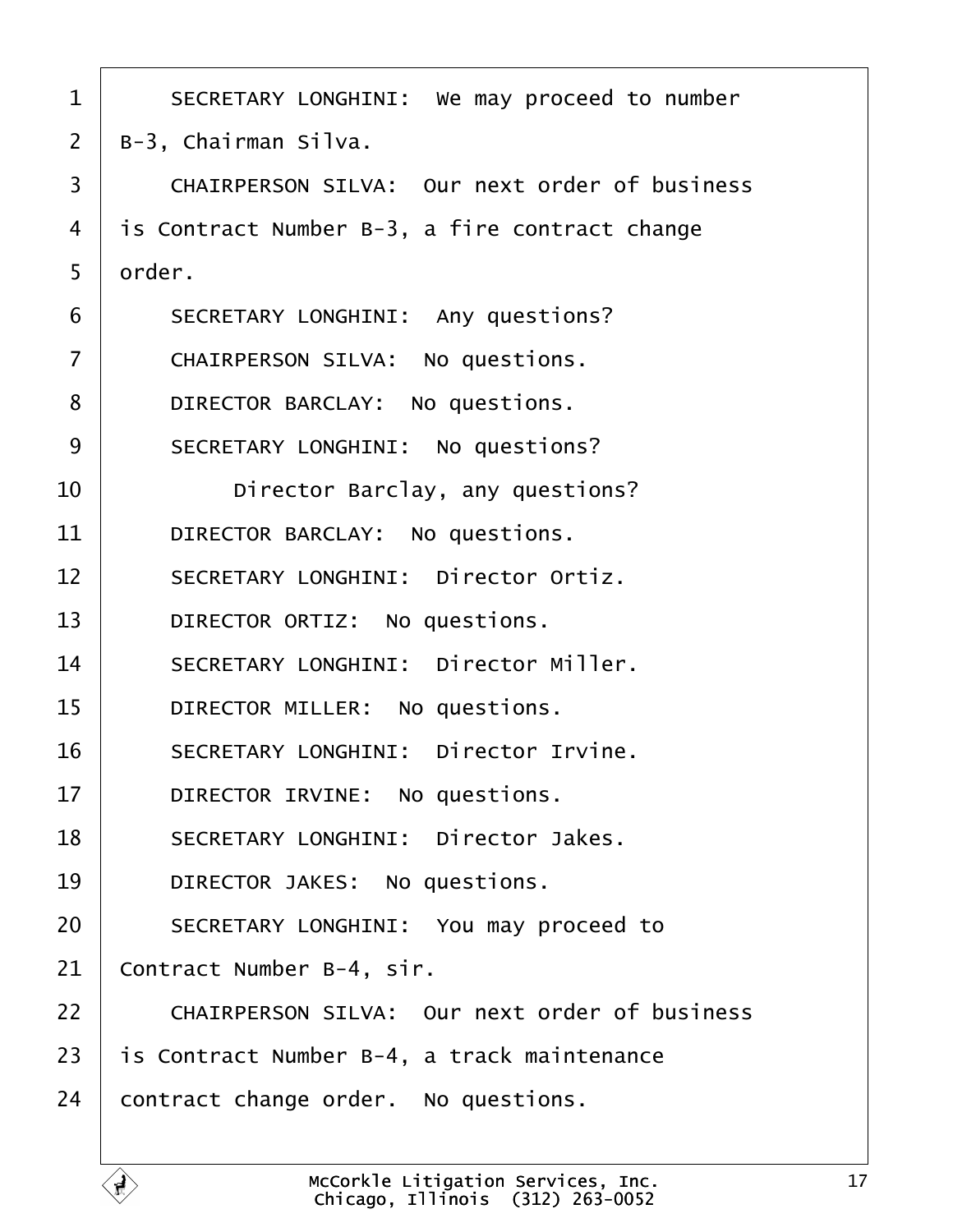SECRETARY LONGHINI: We may proceed to number B-3, Chairman Silva.

CHAIRPERSON SILVA: Our next order of business is Contract Number B-3, a fire contract change order.

SECRETARY LONGHINI: Any questions?

CHAIRPERSON SILVA: No questions.

DIRECTOR BARCLAY: No questions.

SECRETARY LONGHINI: No questions?

Director Barclay, any questions?

DIRECTOR BARCLAY: No questions.

SECRETARY LONGHINI: Director Ortiz.

DIRECTOR ORTIZ: No questions.

SECRETARY LONGHINI: Director Miller.

DIRECTOR MILLER: No questions.

SECRETARY LONGHINI: Director Irvine.

DIRECTOR IRVINE: No questions.

SECRETARY LONGHINI: Director Jakes.

DIRECTOR JAKES: No questions.

SECRETARY LONGHINI: You may proceed to Contract Number B-4, sir.

CHAIRPERSON SILVA: Our next order of business is Contract Number B-4, a track maintenance contract change order. No questions.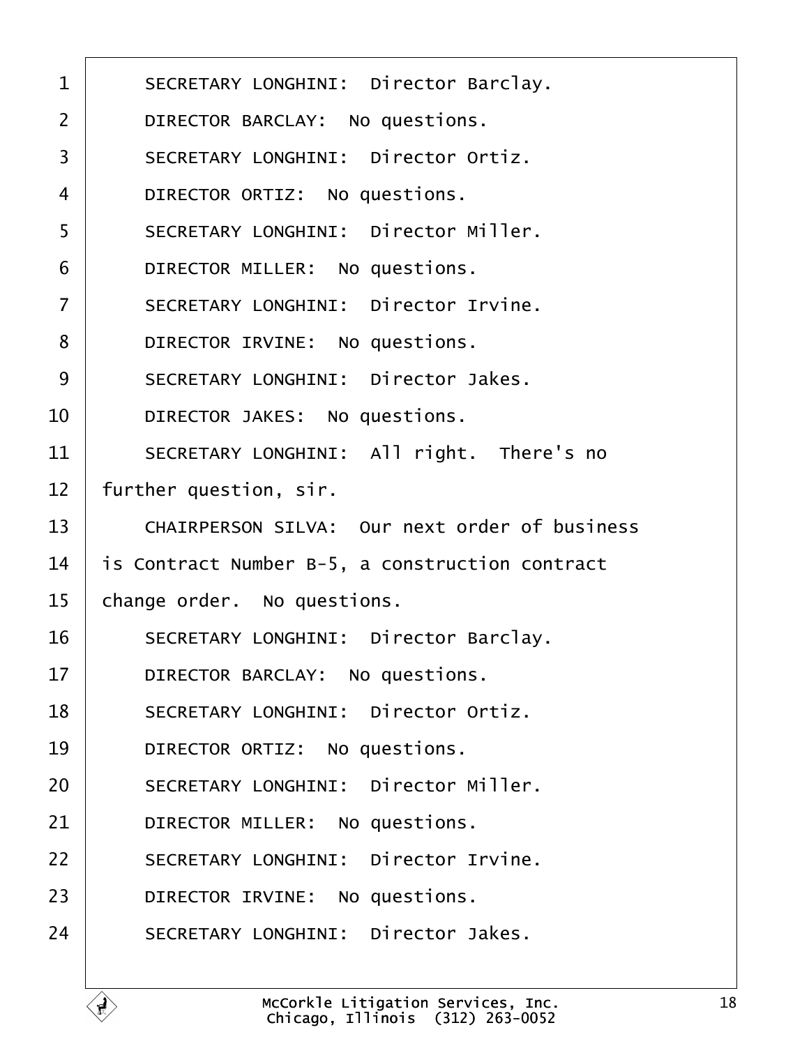1 SECRETARY LONGHINI: Director Barclay.

2 DIRECTOR BARCLAY: No questions.

3 SECRETARY LONGHINI: Director Ortiz.

4 DIRECTOR ORTIZ: No questions.

5 SECRETARY LONGHINI: Director Miller.

6 DIRECTOR MILLER: No questions.

7 SECRETARY LONGHINI: Director Irvine.

8 DIRECTOR IRVINE: No questions.

9 SECRETARY LONGHINI: Director Jakes.

10 DIRECTOR JAKES: No questions.

11 SECRETARY LONGHINI: All right. There's no

12 further question, sir.

13 CHAIRPERSON SILVA: Our next order of business

14 is Contract Number B-5, a construction contract

15 change order. No questions.

16 SECRETARY LONGHINI: Director Barclay.

17 DIRECTOR BARCLAY: No questions.

18 SECRETARY LONGHINI: Director Ortiz.

19 DIRECTOR ORTIZ: No questions.

20 SECRETARY LONGHINI: Director Miller.

21 DIRECTOR MILLER: No questions.

22 SECRETARY LONGHINI: Director Irvine.

23 DIRECTOR IRVINE: No questions.

24 SECRETARY LONGHINI: Director Jakes.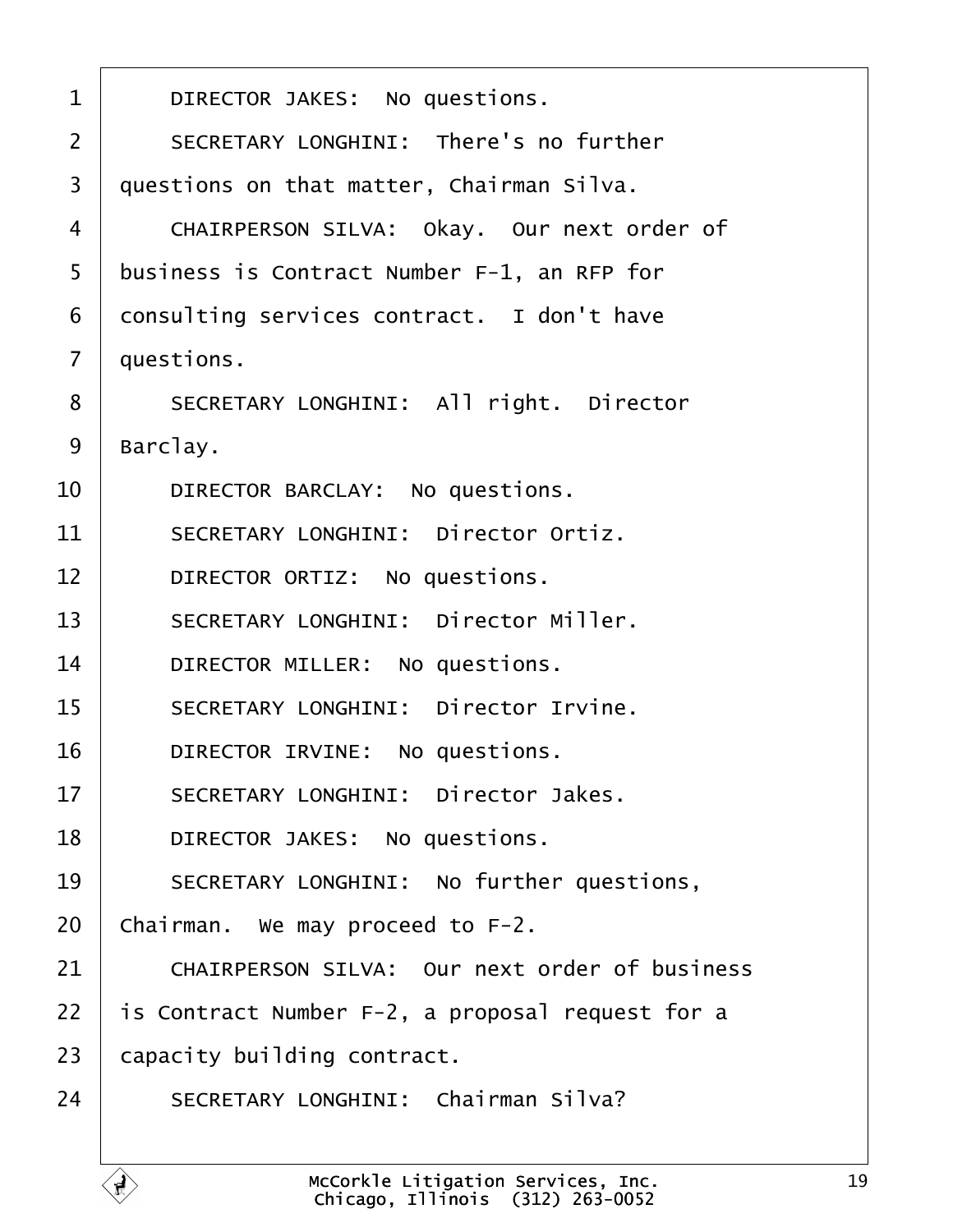1 DIRECTOR JAKES: No questions.

2 SECRETARY LONGHINI: There's no further

3 questions on that matter, Chairman Silva.

4 CHAIRPERSON SILVA: Okay. Our next order of

5 business is Contract Number F-1, an RFP for

6 consulting services contract. I don't have

7 questions.

8 SECRETARY LONGHINI: All right. Director

9 Barclay.

10 DIRECTOR BARCLAY: No questions.

11 SECRETARY LONGHINI: Director Ortiz.

12 DIRECTOR ORTIZ: No questions.

13 SECRETARY LONGHINI: Director Miller.

14 DIRECTOR MILLER: No questions.

15 SECRETARY LONGHINI: Director Irvine.

16 DIRECTOR IRVINE: No questions.

17 SECRETARY LONGHINI: Director Jakes.

18 DIRECTOR JAKES: No questions.

19 SECRETARY LONGHINI: No further questions,

20 Chairman. We may proceed to F-2.

21 CHAIRPERSON SILVA: Our next order of business

22 is Contract Number F-2, a proposal request for a

23 capacity building contract.

24 SECRETARY LONGHINI: Chairman Silva?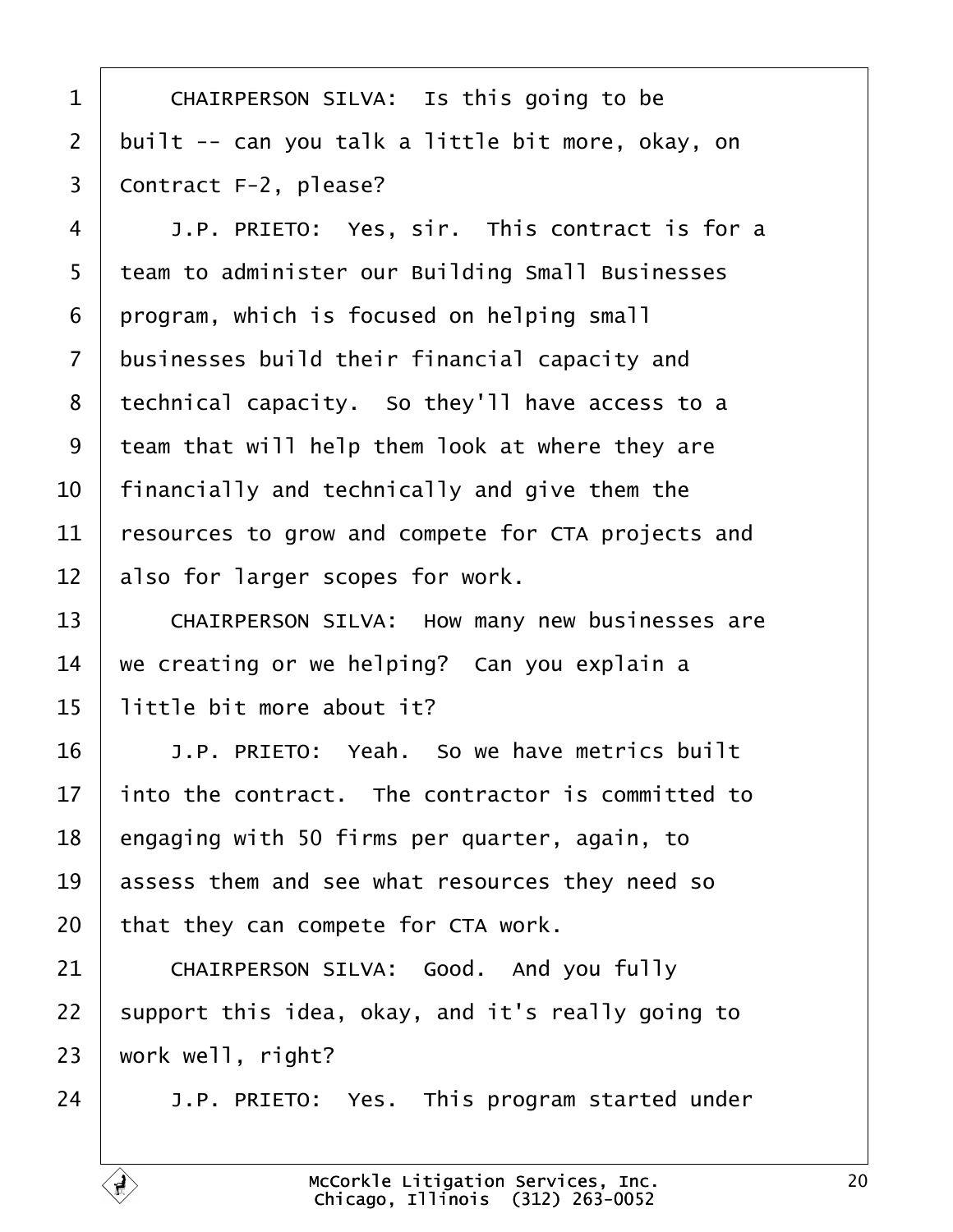CHAIRPERSON SILVA: Is this going to be built -- can you talk a little bit more, okay, on Contract F-2, please?

J.P. PRIETO: Yes, sir. This contract is for a team to administer our Building Small Businesses program, which is focused on helping small businesses build their financial capacity and technical capacity. So they'll have access to a team that will help them look at where they are financially and technically and give them the resources to grow and compete for CTA projects and also for larger scopes for work.

CHAIRPERSON SILVA: How many new businesses are we creating or we helping? Can you explain a little bit more about it?

J.P. PRIETO: Yeah. So we have metrics built into the contract. The contractor is committed to engaging with 50 firms per quarter, again, to assess them and see what resources they need so that they can compete for CTA work.

CHAIRPERSON SILVA: Good. And you fully support this idea, okay, and it's really going to work well, right?

J.P. PRIETO: Yes. This program started under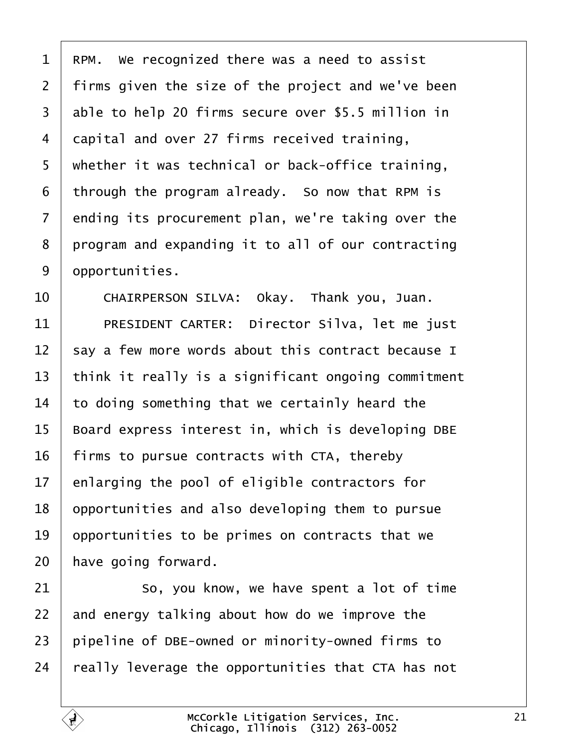RPM. We recognized there was a need to assist firms given the size of the project and we've been able to help 20 firms secure over $5.5 million in capital and over 27 firms received training, whether it was technical or back-office training, through the program already. So now that RPM is ending its procurement plan, we're taking over the program and expanding it to all of our contracting opportunities.

CHAIRPERSON SILVA: Okay. Thank you, Juan.

PRESIDENT CARTER: Director Silva, let me just say a few more words about this contract because I think it really is a significant ongoing commitment to doing something that we certainly heard the Board express interest in, which is developing DBE firms to pursue contracts with CTA, thereby enlarging the pool of eligible contractors for opportunities and also developing them to pursue opportunities to be primes on contracts that we have going forward.

So, you know, we have spent a lot of time and energy talking about how do we improve the pipeline of DBE-owned or minority-owned firms to really leverage the opportunities that CTA has not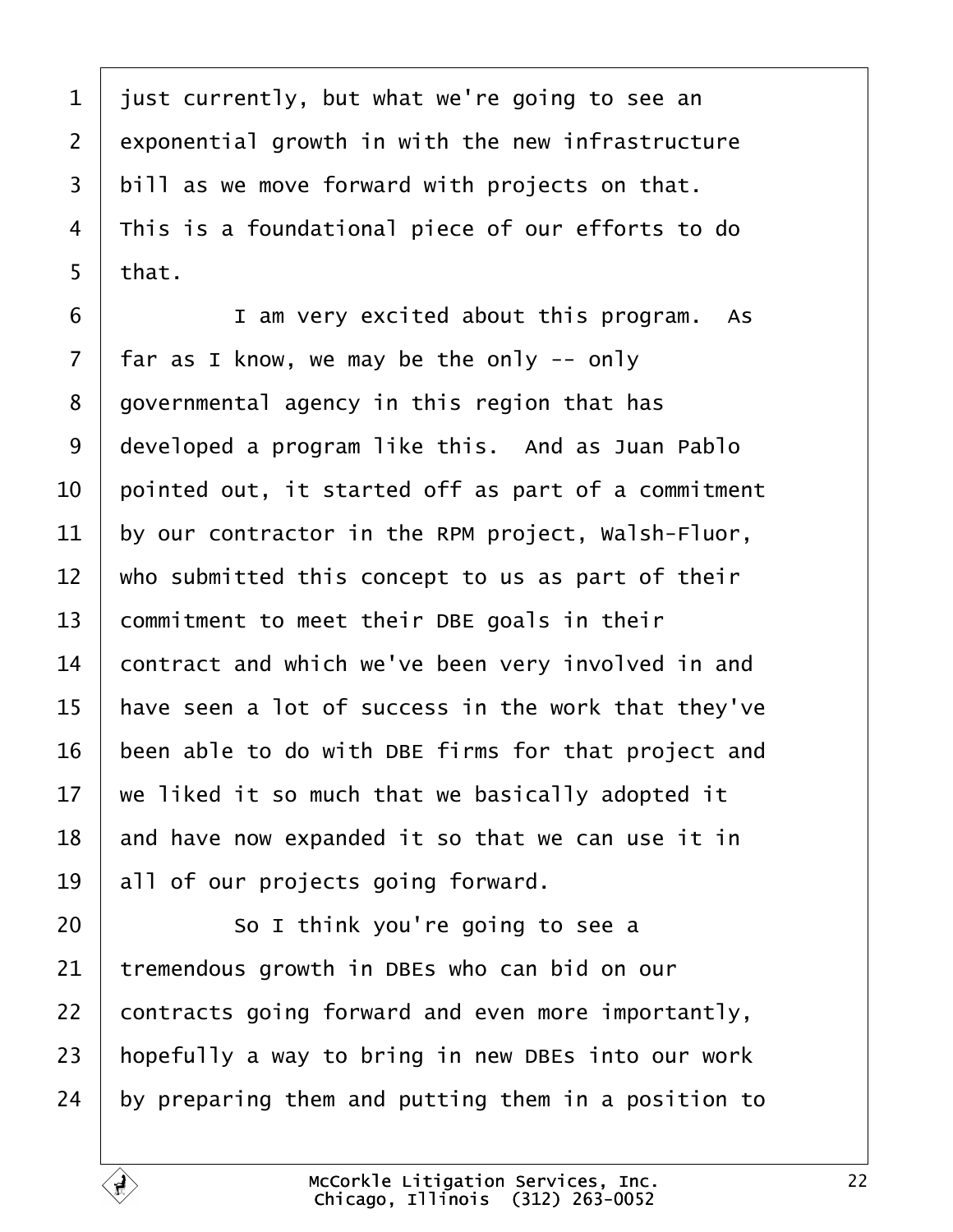1 just currently, but what we're going to see an
2 exponential growth in with the new infrastructure
3 bill as we move forward with projects on that.
4 This is a foundational piece of our efforts to do
5 that.
6 I am very excited about this program. As
7 far as I know, we may be the only -- only
8 governmental agency in this region that has
9 developed a program like this. And as Juan Pablo
10 pointed out, it started off as part of a commitment
11 by our contractor in the RPM project, Walsh-Fluor,
12 who submitted this concept to us as part of their
13 commitment to meet their DBE goals in their
14 contract and which we've been very involved in and
15 have seen a lot of success in the work that they've
16 been able to do with DBE firms for that project and
17 we liked it so much that we basically adopted it
18 and have now expanded it so that we can use it in
19 all of our projects going forward.
20 So I think you're going to see a
21 tremendous growth in DBEs who can bid on our
22 contracts going forward and even more importantly,
23 hopefully a way to bring in new DBEs into our work
24 by preparing them and putting them in a position to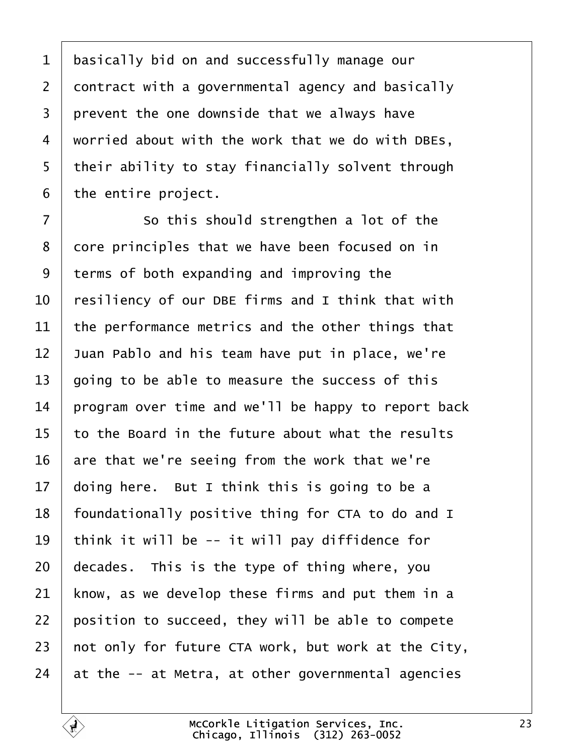basically bid on and successfully manage our contract with a governmental agency and basically prevent the one downside that we always have worried about with the work that we do with DBEs, their ability to stay financially solvent through the entire project.

So this should strengthen a lot of the core principles that we have been focused on in terms of both expanding and improving the resiliency of our DBE firms and I think that with the performance metrics and the other things that Juan Pablo and his team have put in place, we're going to be able to measure the success of this program over time and we'll be happy to report back to the Board in the future about what the results are that we're seeing from the work that we're doing here. But I think this is going to be a foundationally positive thing for CTA to do and I think it will be -- it will pay diffidence for decades. This is the type of thing where, you know, as we develop these firms and put them in a position to succeed, they will be able to compete not only for future CTA work, but work at the City, at the -- at Metra, at other governmental agencies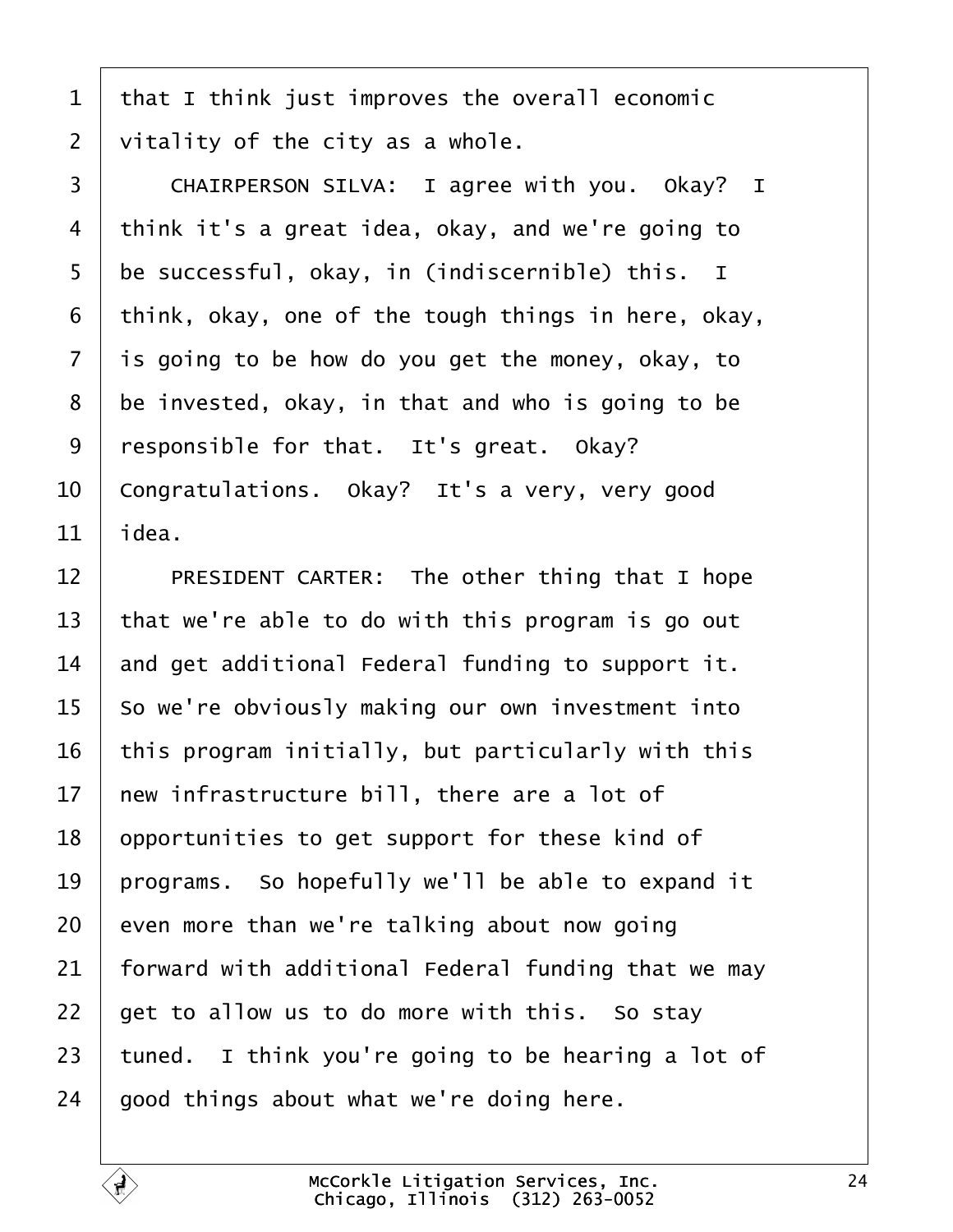1 that I think just improves the overall economic
2 vitality of the city as a whole.
3 CHAIRPERSON SILVA: I agree with you. Okay? I
4 think it's a great idea, okay, and we're going to
5 be successful, okay, in (indiscernible) this. I
6 think, okay, one of the tough things in here, okay,
7 is going to be how do you get the money, okay, to
8 be invested, okay, in that and who is going to be
9 responsible for that. It's great. Okay?
10 Congratulations. Okay? It's a very, very good
11 idea.
12 PRESIDENT CARTER: The other thing that I hope
13 that we're able to do with this program is go out
14 and get additional Federal funding to support it.
15 So we're obviously making our own investment into
16 this program initially, but particularly with this
17 new infrastructure bill, there are a lot of
18 opportunities to get support for these kind of
19 programs. So hopefully we'll be able to expand it
20 even more than we're talking about now going
21 forward with additional Federal funding that we may
22 get to allow us to do more with this. So stay
23 tuned. I think you're going to be hearing a lot of
24 good things about what we're doing here.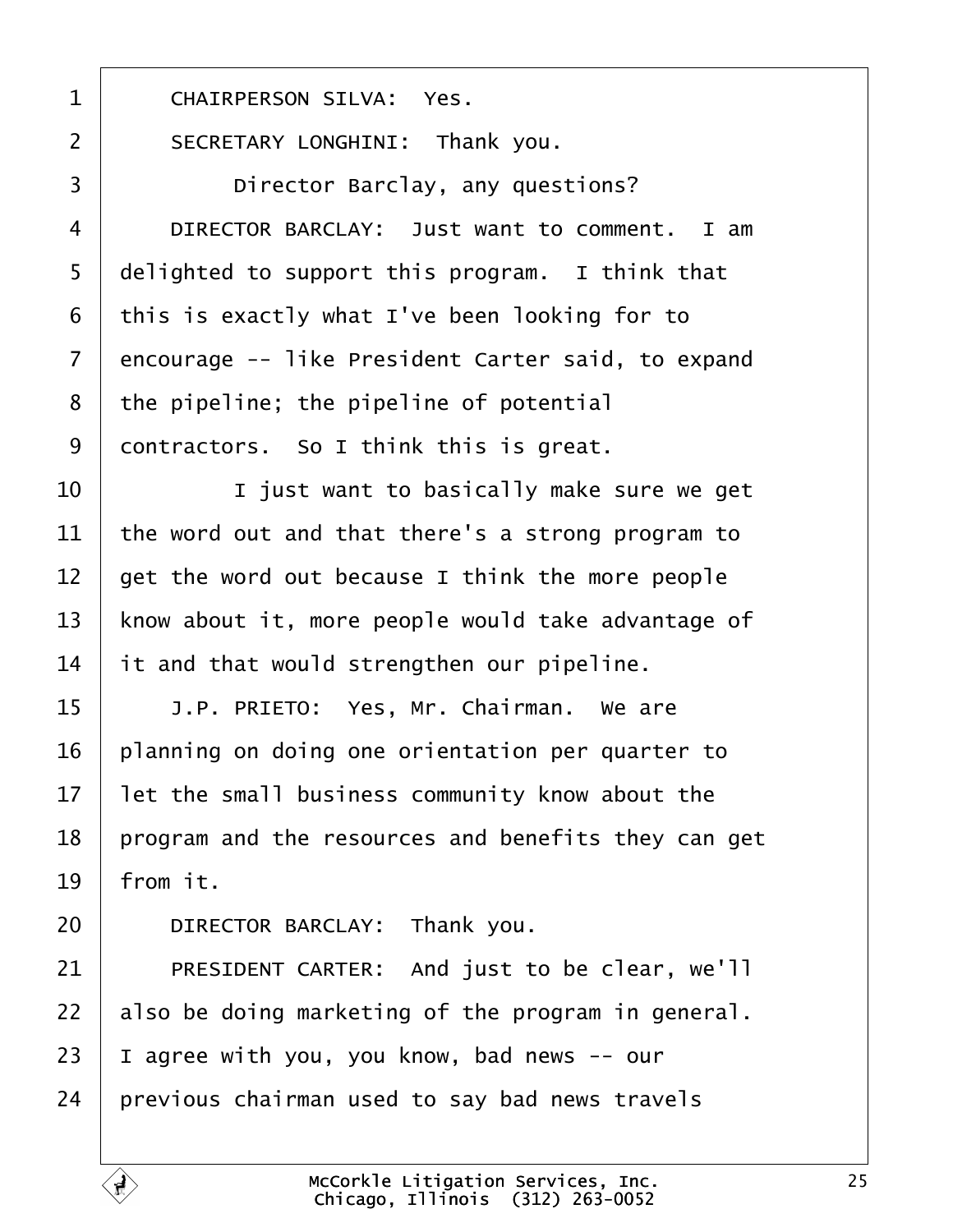1 CHAIRPERSON SILVA: Yes.

2 SECRETARY LONGHINI: Thank you.

3 Director Barclay, any questions?

4 DIRECTOR BARCLAY: Just want to comment. I am
5 delighted to support this program. I think that
6 this is exactly what I've been looking for to
7 encourage -- like President Carter said, to expand
8 the pipeline; the pipeline of potential
9 contractors. So I think this is great.

10 I just want to basically make sure we get
11 the word out and that there's a strong program to
12 get the word out because I think the more people
13 know about it, more people would take advantage of
14 it and that would strengthen our pipeline.

15 J.P. PRIETO: Yes, Mr. Chairman. We are
16 planning on doing one orientation per quarter to
17 let the small business community know about the
18 program and the resources and benefits they can get
19 from it.

20 DIRECTOR BARCLAY: Thank you.

21 PRESIDENT CARTER: And just to be clear, we'll
22 also be doing marketing of the program in general.
23 I agree with you, you know, bad news -- our
24 previous chairman used to say bad news travels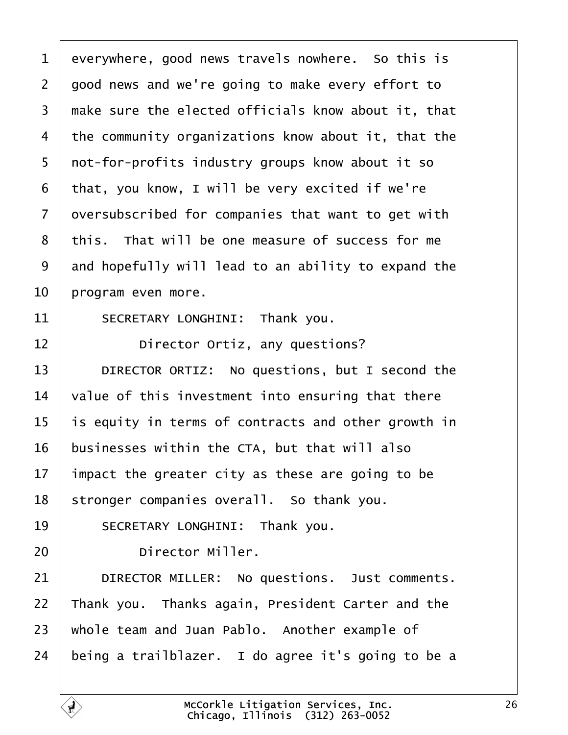1 everywhere, good news travels nowhere. So this is
2 good news and we're going to make every effort to
3 make sure the elected officials know about it, that
4 the community organizations know about it, that the
5 not-for-profits industry groups know about it so
6 that, you know, I will be very excited if we're
7 oversubscribed for companies that want to get with
8 this. That will be one measure of success for me
9 and hopefully will lead to an ability to expand the
10 program even more.
11 SECRETARY LONGHINI: Thank you.
12 Director Ortiz, any questions?
13 DIRECTOR ORTIZ: No questions, but I second the
14 value of this investment into ensuring that there
15 is equity in terms of contracts and other growth in
16 businesses within the CTA, but that will also
17 impact the greater city as these are going to be
18 stronger companies overall. So thank you.
19 SECRETARY LONGHINI: Thank you.
20 Director Miller.
21 DIRECTOR MILLER: No questions. Just comments.
22 Thank you. Thanks again, President Carter and the
23 whole team and Juan Pablo. Another example of
24 being a trailblazer. I do agree it's going to be a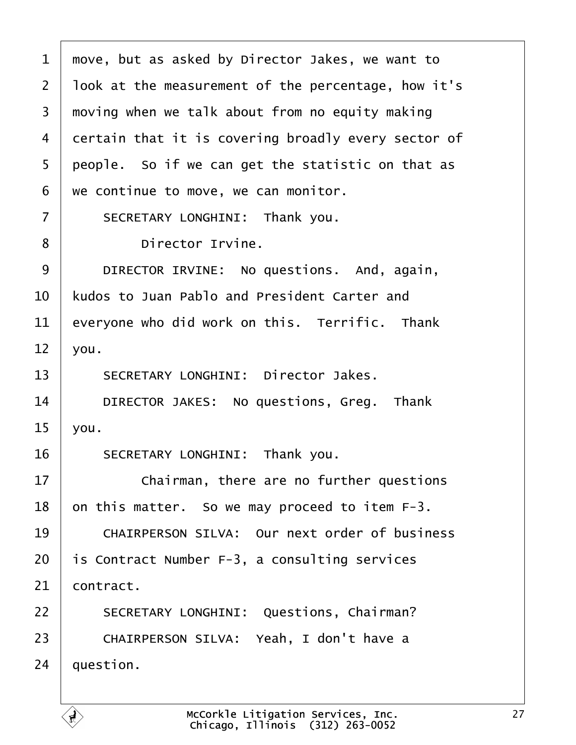1 move, but as asked by Director Jakes, we want to

2 look at the measurement of the percentage, how it's

3 moving when we talk about from no equity making

4 certain that it is covering broadly every sector of

5 people. So if we can get the statistic on that as

6 we continue to move, we can monitor.

7 SECRETARY LONGHINI: Thank you.

8 Director Irvine.

9 DIRECTOR IRVINE: No questions. And, again,

10 kudos to Juan Pablo and President Carter and

11 everyone who did work on this. Terrific. Thank

12 you.

13 SECRETARY LONGHINI: Director Jakes.

14 DIRECTOR JAKES: No questions, Greg. Thank

15 you.

16 SECRETARY LONGHINI: Thank you.

17 Chairman, there are no further questions

18 on this matter. So we may proceed to item F-3.

19 CHAIRPERSON SILVA: Our next order of business

20 is Contract Number F-3, a consulting services

21 contract.

22 SECRETARY LONGHINI: Questions, Chairman?

23 CHAIRPERSON SILVA: Yeah, I don't have a

24 question.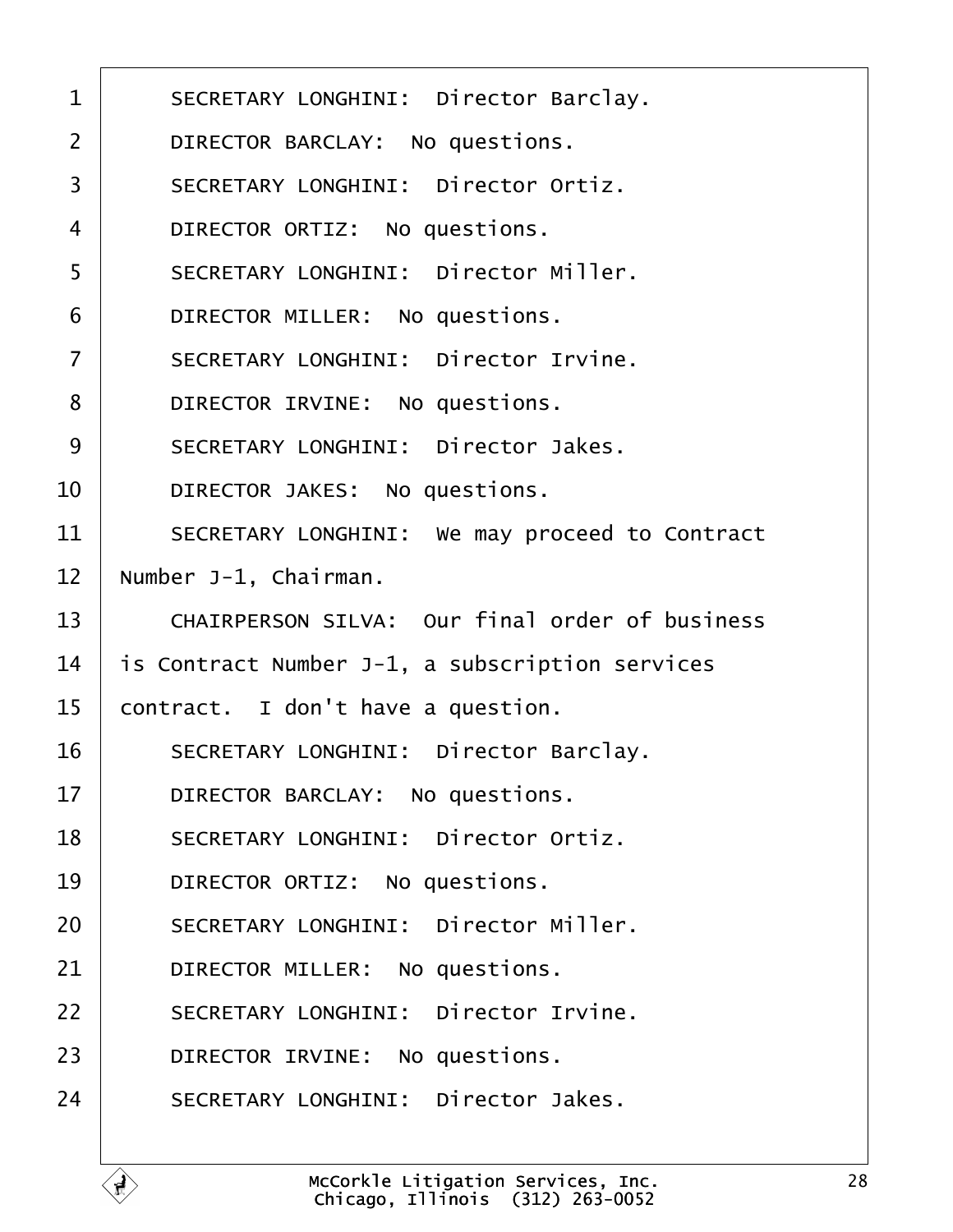SECRETARY LONGHINI: Director Barclay.

DIRECTOR BARCLAY: No questions.

SECRETARY LONGHINI: Director Ortiz.

DIRECTOR ORTIZ: No questions.

SECRETARY LONGHINI: Director Miller.

DIRECTOR MILLER: No questions.

SECRETARY LONGHINI: Director Irvine.

DIRECTOR IRVINE: No questions.

SECRETARY LONGHINI: Director Jakes.

DIRECTOR JAKES: No questions.

SECRETARY LONGHINI: We may proceed to Contract Number J-1, Chairman.

CHAIRPERSON SILVA: Our final order of business is Contract Number J-1, a subscription services contract. I don't have a question.

SECRETARY LONGHINI: Director Barclay.

DIRECTOR BARCLAY: No questions.

SECRETARY LONGHINI: Director Ortiz.

DIRECTOR ORTIZ: No questions.

SECRETARY LONGHINI: Director Miller.

DIRECTOR MILLER: No questions.

SECRETARY LONGHINI: Director Irvine.

DIRECTOR IRVINE: No questions.

SECRETARY LONGHINI: Director Jakes.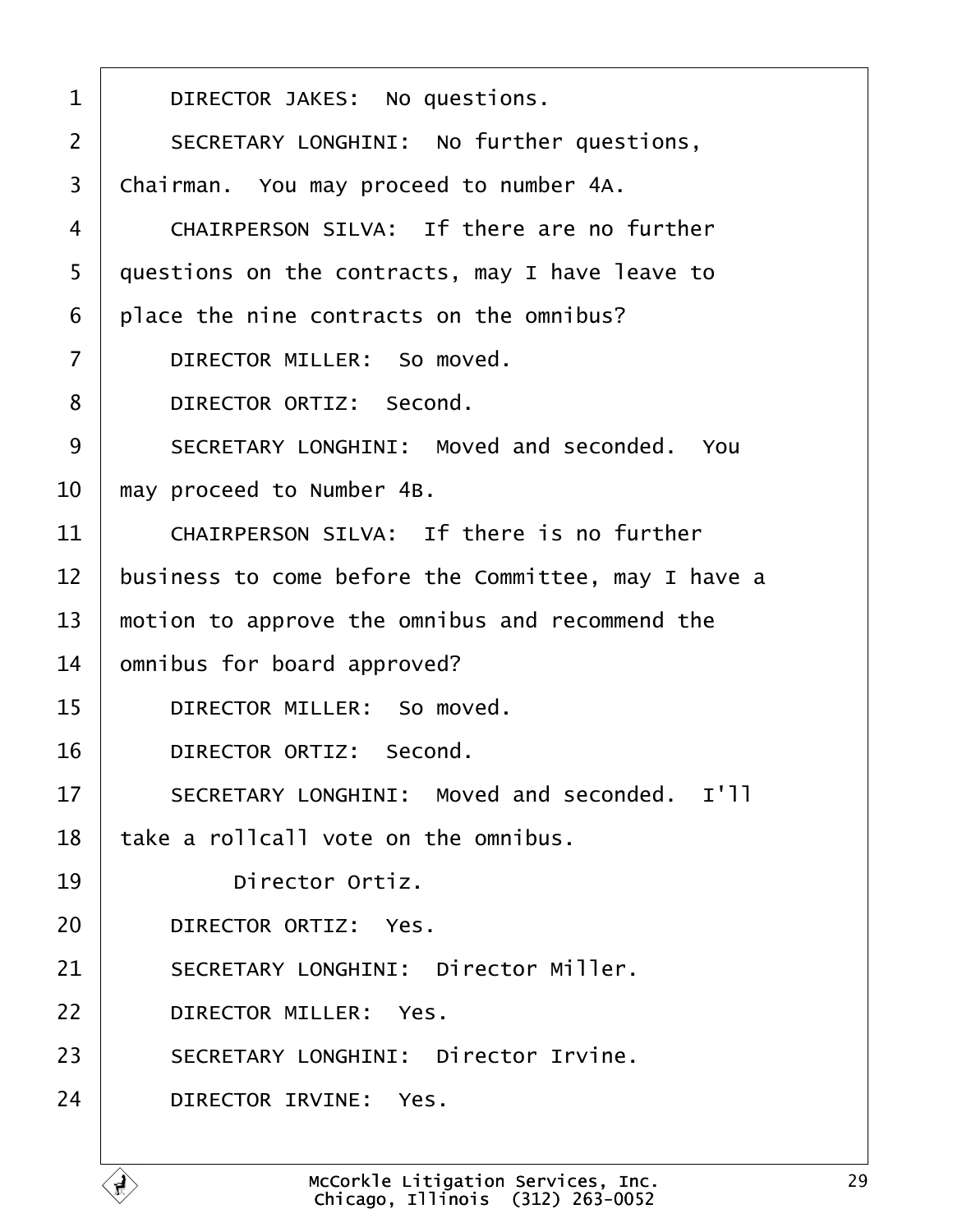1 DIRECTOR JAKES: No questions.

2 SECRETARY LONGHINI: No further questions,

3 Chairman. You may proceed to number 4A.

4 CHAIRPERSON SILVA: If there are no further

5 questions on the contracts, may I have leave to

6 place the nine contracts on the omnibus?

7 DIRECTOR MILLER: So moved.

8 DIRECTOR ORTIZ: Second.

9 SECRETARY LONGHINI: Moved and seconded. You

10 may proceed to Number 4B.

11 CHAIRPERSON SILVA: If there is no further

12 business to come before the Committee, may I have a

13 motion to approve the omnibus and recommend the

14 omnibus for board approved?

15 DIRECTOR MILLER: So moved.

16 DIRECTOR ORTIZ: Second.

17 SECRETARY LONGHINI: Moved and seconded. I'll

18 take a rollcall vote on the omnibus.

19 Director Ortiz.

20 DIRECTOR ORTIZ: Yes.

21 SECRETARY LONGHINI: Director Miller.

22 DIRECTOR MILLER: Yes.

23 SECRETARY LONGHINI: Director Irvine.

24 DIRECTOR IRVINE: Yes.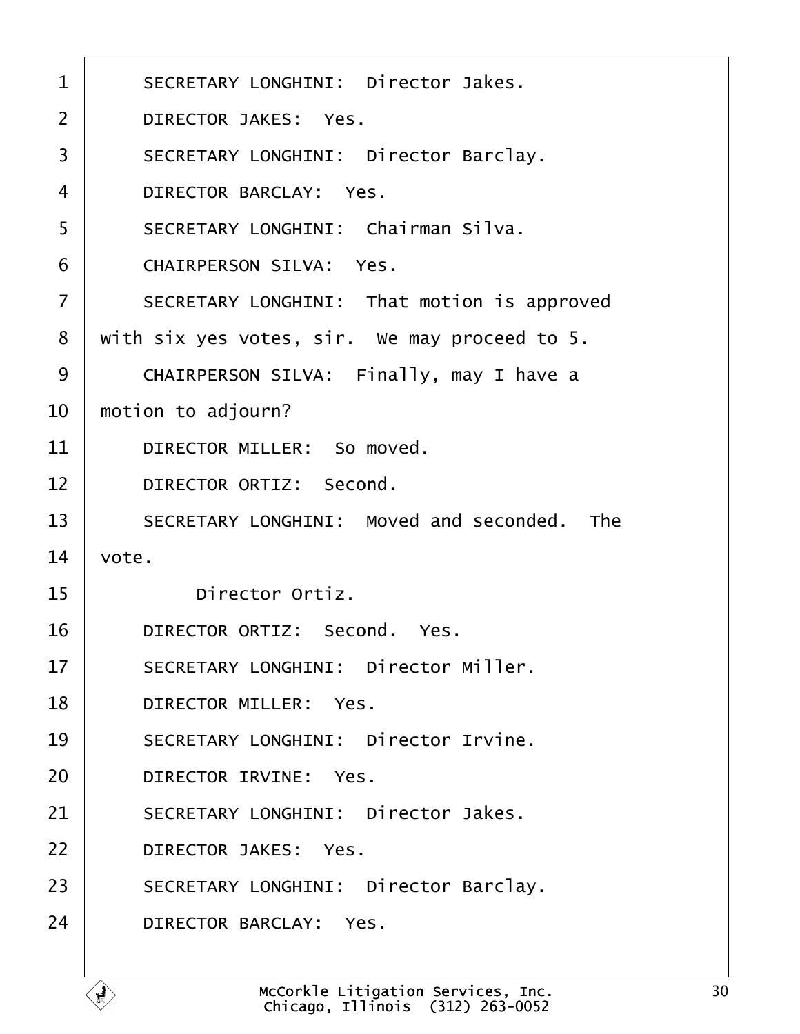SECRETARY LONGHINI: Director Jakes.

DIRECTOR JAKES: Yes.

SECRETARY LONGHINI: Director Barclay.

DIRECTOR BARCLAY: Yes.

SECRETARY LONGHINI: Chairman Silva.

CHAIRPERSON SILVA: Yes.

SECRETARY LONGHINI: That motion is approved with six yes votes, sir. We may proceed to 5.

CHAIRPERSON SILVA: Finally, may I have a motion to adjourn?

DIRECTOR MILLER: So moved.

DIRECTOR ORTIZ: Second.

SECRETARY LONGHINI: Moved and seconded. The vote.

Director Ortiz.

DIRECTOR ORTIZ: Second. Yes.

SECRETARY LONGHINI: Director Miller.

DIRECTOR MILLER: Yes.

SECRETARY LONGHINI: Director Irvine.

DIRECTOR IRVINE: Yes.

SECRETARY LONGHINI: Director Jakes.

DIRECTOR JAKES: Yes.

SECRETARY LONGHINI: Director Barclay.

DIRECTOR BARCLAY: Yes.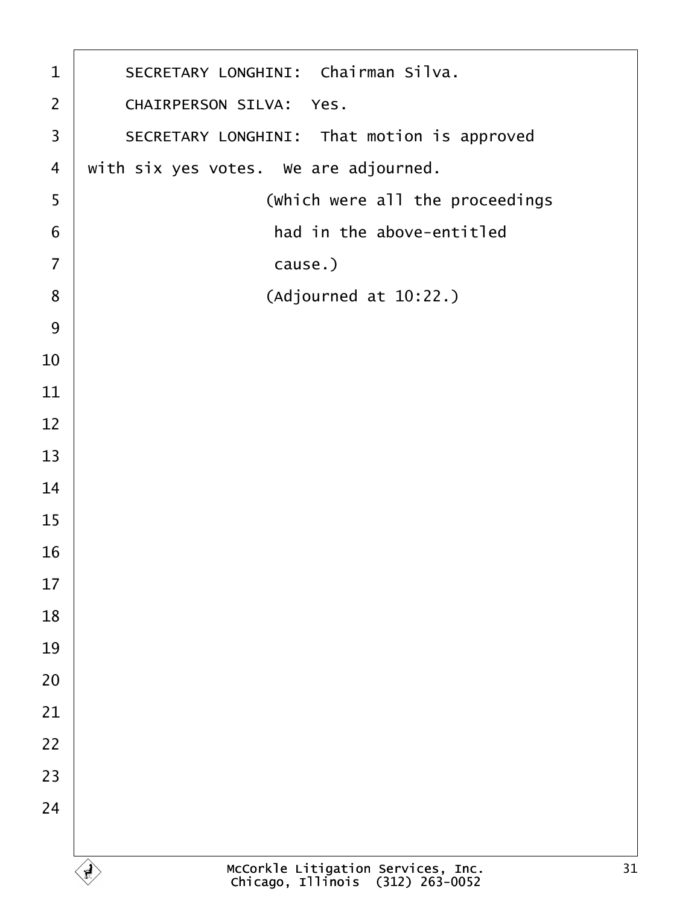SECRETARY LONGHINI: Chairman Silva.

CHAIRPERSON SILVA: Yes.

SECRETARY LONGHINI: That motion is approved with six yes votes. We are adjourned.

(Which were all the proceedings had in the above-entitled cause.)

(Adjourned at 10:22.)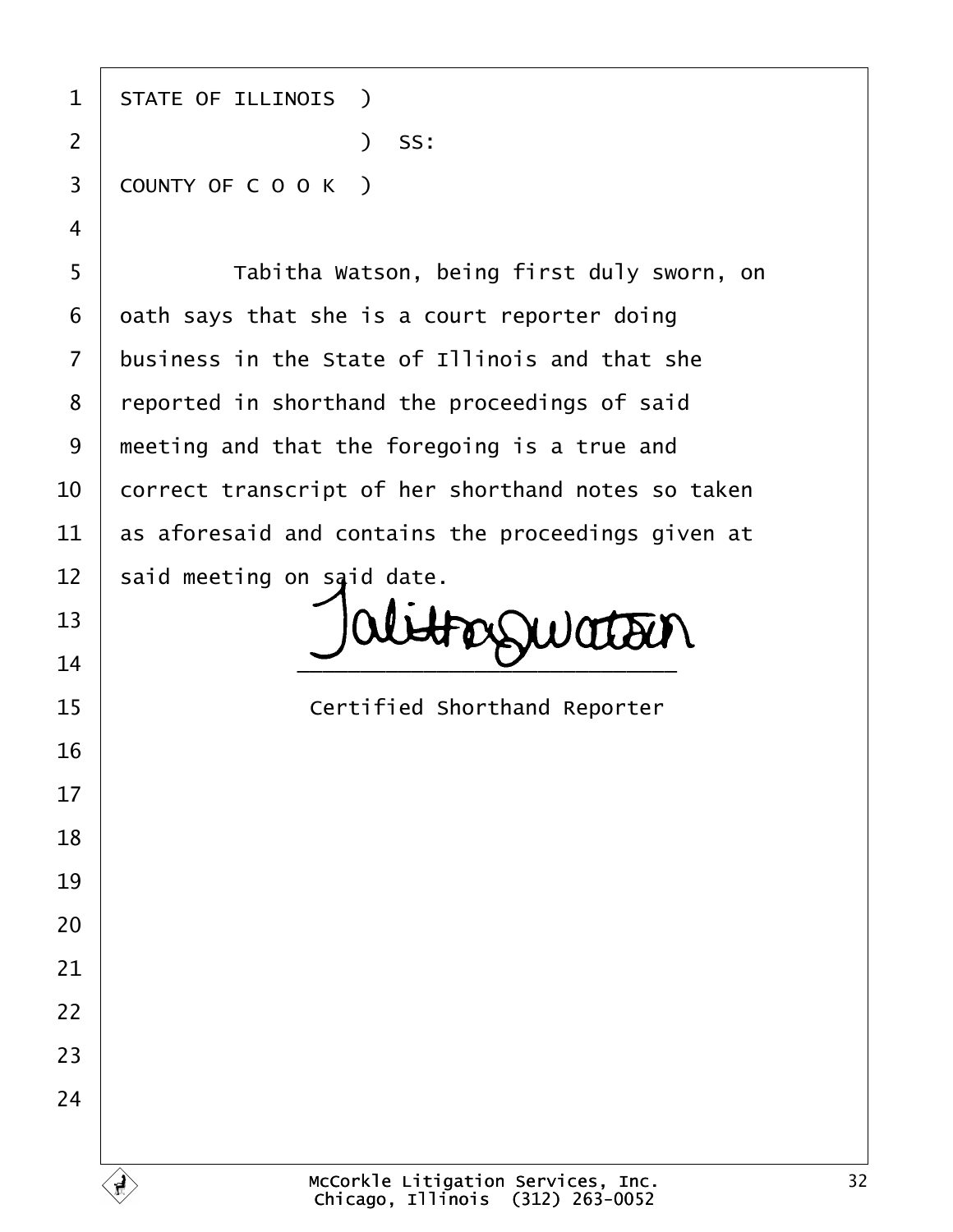STATE OF ILLINOIS )
                  ) SS:
COUNTY OF C O O K )

Tabitha Watson, being first duly sworn, on oath says that she is a court reporter doing business in the State of Illinois and that she reported in shorthand the proceedings of said meeting and that the foregoing is a true and correct transcript of her shorthand notes so taken as aforesaid and contains the proceedings given at said meeting on said date.

Tabitha Watson

\_\_\_\_\_\_\_\_\_\_\_\_\_\_\_\_\_\_\_\_\_\_\_\_\_\_\_\_\_\_

Certified Shorthand Reporter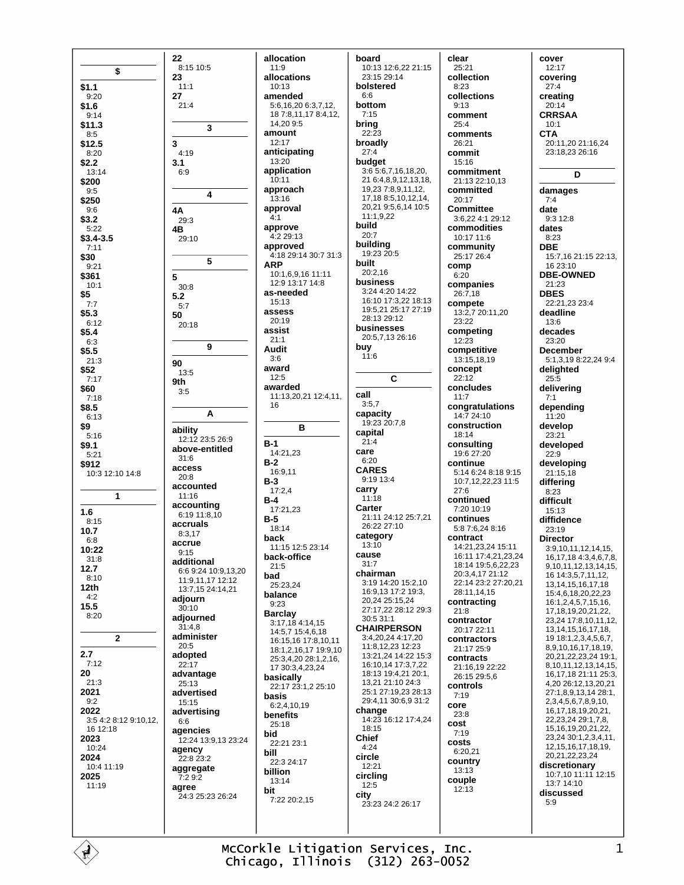## $

**$1.1**
9:20
**$1.6**
9:14
**$11.3**
8:5
**$12.5**
8:20
**$2.2**
13:14
**$200**
9:5
**$250**
9:6
**$3.2**
5:22
**$3.4-3.5**
7:11
**$30**
9:21
**$361**
10:1
**$5**
7:7
**$5.3**
6:12
**$5.4**
6:3
**$5.5**
21:3
**$52**
7:17
**$60**
7:18
**$8.5**
6:13
**$9**
5:16
**$9.1**
5:21
**$912**
10:3 12:10 14:8

## 1

**1.6**
8:15
**10.7**
6:8
**10:22**
31:8
**12.7**
8:10
**12th**
4:2
**15.5**
8:20

## 2

**2.7**
7:12
**20**
21:3
**2021**
9:2
**2022**
3:5 4:2 8:12 9:10,12, 16 12:18
**2023**
10:24
**2024**
10:4 11:19
**2025**
11:19
**22**
8:15 10:5
**23**
11:1
**27**
21:4

## 3

**3**
4:19
**3.1**
6:9

## 4

**4A**
29:3
**4B**
29:10

## 5

**5**
30:8
**5.2**
5:7
**50**
20:18

## 9

**90**
13:5
**9th**
3:5

## A

**ability**
12:12 23:5 26:9
**above-entitled**
31:6
**access**
20:8
**accounted**
11:16
**accounting**
6:19 11:8,10
**accruals**
8:3,17
**accrue**
9:15
**additional**
6:6 9:24 10:9,13,20 11:9,11,17 12:12 13:7,15 24:14,21
**adjourn**
30:10
**adjourned**
31:4,8
**administer**
20:5
**adopted**
22:17
**advantage**
25:13
**advertised**
15:15
**advertising**
6:6
**agencies**
12:24 13:9,13 23:24
**agency**
22:8 23:2
**aggregate**
7:2 9:2
**agree**
24:3 25:23 26:24
**allocation**
11:9
**allocations**
10:13
**amended**
5:6,16,20 6:3,7,12, 18 7:8,11,17 8:4,12, 14,20 9:5
**amount**
12:17
**anticipating**
13:20
**application**
10:11
**approach**
13:16
**approval**
4:1
**approve**
4:2 29:13
**approved**
4:18 29:14 30:7 31:3
**ARP**
10:1,6,9,16 11:11 12:9 13:17 14:8
**as-needed**
15:13
**assess**
20:19
**assist**
21:1
**Audit**
3:6
**award**
12:5
**awarded**
11:13,20,21 12:4,11, 16

## B

**B-1**
14:21,23
**B-2**
16:9,11
**B-3**
17:2,4
**B-4**
17:21,23
**B-5**
18:14
**back**
11:15 12:5 23:14
**back-office**
21:5
**bad**
25:23,24
**balance**
9:23
**Barclay**
3:17,18 4:14,15 14:5,7 15:4,6,18 16:15,16 17:8,10,11 18:1,2,16,17 19:9,10 25:3,4,20 28:1,2,16, 17 30:3,4,23,24
**basically**
22:17 23:1,2 25:10
**basis**
6:2,4,10,19
**benefits**
25:18
**bid**
22:21 23:1
**bill**
22:3 24:17
**billion**
13:14
**bit**
7:22 20:2,15
**board**
10:13 12:6,22 21:15 23:15 29:14
**bolstered**
6:6
**bottom**
7:15
**bring**
22:23
**broadly**
27:4
**budget**
3:6 5:6,7,16,18,20, 21 6:4,8,9,12,13,18, 19,23 7:8,9,11,12, 17,18 8:5,10,12,14, 20,21 9:5,6,14 10:5 11:1,9,22
**build**
20:7
**building**
19:23 20:5
**built**
20:2,16
**business**
3:24 4:20 14:22 16:10 17:3,22 18:13 19:5,21 25:17 27:19 28:13 29:12
**businesses**
20:5,7,13 26:16
**buy**
11:6

## C

**call**
3:5,7
**capacity**
19:23 20:7,8
**capital**
21:4
**care**
6:20
**CARES**
9:19 13:4
**carry**
11:18
**Carter**
21:11 24:12 25:7,21 26:22 27:10
**category**
13:10
**cause**
31:7
**chairman**
3:19 14:20 15:2,10 16:9,13 17:2 19:3, 20,24 25:15,24 27:17,22 28:12 29:3 30:5 31:1
**CHAIRPERSON**
3:4,20,24 4:17,20 11:8,12,23 12:23 13:21,24 14:22 15:3 16:10,14 17:3,7,22 18:13 19:4,21 20:1, 13,21 21:10 24:3 25:1 27:19,23 28:13 29:4,11 30:6,9 31:2
**change**
14:23 16:12 17:4,24 18:15
**Chief**
4:24
**circle**
12:21
**circling**
12:5
**city**
23:23 24:2 26:17
**clear**
25:21
**collection**
8:23
**collections**
9:13
**comment**
25:4
**comments**
26:21
**commit**
15:16
**commitment**
21:13 22:10,13
**committed**
20:17
**Committee**
3:6,22 4:1 29:12
**commodities**
10:17 11:6
**community**
25:17 26:4
**comp**
6:20
**companies**
26:7,18
**compete**
13:2,7 20:11,20 23:22
**competing**
12:23
**competitive**
13:15,18,19
**concept**
22:12
**concludes**
11:7
**congratulations**
14:7 24:10
**construction**
18:14
**consulting**
19:6 27:20
**continue**
5:14 6:24 8:18 9:15 10:7,12,22,23 11:5 27:6
**continued**
7:20 10:19
**continues**
5:8 7:6,24 8:16
**contract**
14:21,23,24 15:11 16:11 17:4,21,23,24 18:14 19:5,6,22,23 20:3,4,17 21:12 22:14 23:2 27:20,21 28:11,14,15
**contracting**
21:8
**contractor**
20:17 22:11
**contractors**
21:17 25:9
**contracts**
21:16,19 22:22 26:15 29:5,6
**controls**
7:19
**core**
23:8
**cost**
7:19
**costs**
6:20,21
**country**
13:13
**couple**
12:13
**cover**
12:17
**covering**
27:4
**creating**
20:14
**CRRSAA**
10:1
**CTA**
20:11,20 21:16,24 23:18,23 26:16

## D

**damages**
7:4
**date**
9:3 12:8
**dates**
8:23
**DBE**
15:7,16 21:15 22:13, 16 23:10
**DBE-OWNED**
21:23
**DBES**
22:21,23 23:4
**deadline**
13:6
**decades**
23:20
**December**
5:1,3,19 8:22,24 9:4
**delighted**
25:5
**delivering**
7:1
**depending**
11:20
**develop**
23:21
**developed**
22:9
**developing**
21:15,18
**differing**
8:23
**difficult**
15:13
**diffidence**
23:19
**Director**
3:9,10,11,12,14,15, 16,17,18 4:3,4,6,7,8, 9,10,11,12,13,14,15, 16 14:3,5,7,11,12, 13,14,15,16,17,18 15:4,6,18,20,22,23 16:1,2,4,5,7,15,16, 17,18,19,20,21,22, 23,24 17:8,10,11,12, 13,14,15,16,17,18, 19 18:1,2,3,4,5,6,7, 8,9,10,16,17,18,19, 20,21,22,23,24 19:1, 8,10,11,12,13,14,15, 16,17,18 21:11 25:3, 4,20 26:12,13,20,21 27:1,8,9,13,14 28:1, 2,3,4,5,6,7,8,9,10, 16,17,18,19,20,21, 22,23,24 29:1,7,8, 15,16,19,20,21,22, 23,24 30:1,2,3,4,11, 12,15,16,17,18,19, 20,21,22,23,24
**discretionary**
10:7,10 11:11 12:15 13:7 14:10
**discussed**
5:9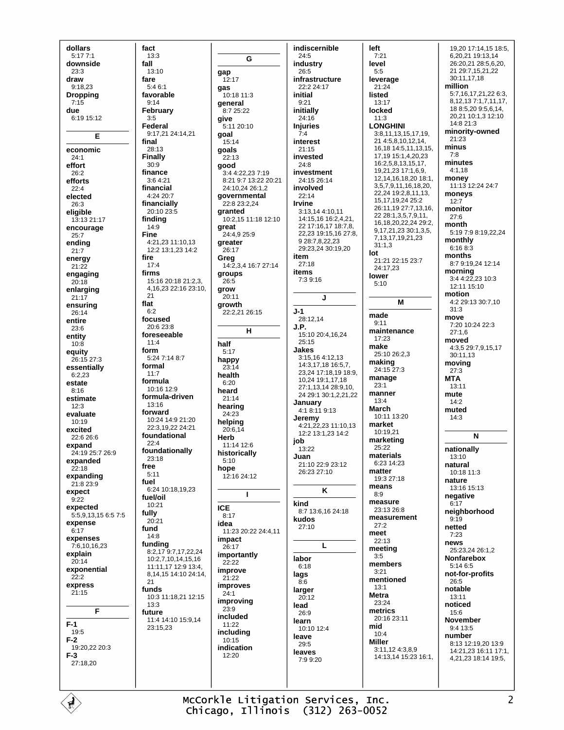**dollars**
5:17 7:1
**downside**
23:3
**draw**
9:18,23
**Dropping**
7:15
**due**
6:19 15:12

**E**

**economic**
24:1
**effort**
26:2
**efforts**
22:4
**elected**
26:3
**eligible**
13:13 21:17
**encourage**
25:7
**ending**
21:7
**energy**
21:22
**engaging**
20:18
**enlarging**
21:17
**ensuring**
26:14
**entire**
23:6
**entity**
10:8
**equity**
26:15 27:3
**essentially**
6:2,23
**estate**
8:16
**estimate**
12:3
**evaluate**
10:19
**excited**
22:6 26:6
**expand**
24:19 25:7 26:9
**expanded**
22:18
**expanding**
21:8 23:9
**expect**
9:22
**expected**
5:5,9,13,15 6:5 7:5
**expense**
6:17
**expenses**
7:6,10,16,23
**explain**
20:14
**exponential**
22:2
**express**
21:15

**F**

**F-1**
19:5
**F-2**
19:20,22 20:3
**F-3**
27:18,20

**fact**
13:3
**fall**
13:10
**fare**
5:4 6:1
**favorable**
9:14
**February**
3:5
**Federal**
9:17,21 24:14,21
**final**
28:13
**Finally**
30:9
**finance**
3:6 4:21
**financial**
4:24 20:7
**financially**
20:10 23:5
**finding**
14:9
**Fine**
4:21,23 11:10,13
12:2 13:1,23 14:2
**fire**
17:4
**firms**
15:16 20:18 21:2,3,
4,16,23 22:16 23:10,
21
**flat**
6:2
**focused**
20:6 23:8
**foreseeable**
11:4
**form**
5:24 7:14 8:7
**formal**
11:7
**formula**
10:16 12:9
**formula-driven**
13:16
**forward**
10:24 14:9 21:20
22:3,19,22 24:21
**foundational**
22:4
**foundationally**
23:18
**free**
5:11
**fuel**
6:24 10:18,19,23
**fuel/oil**
10:21
**fully**
20:21
**fund**
14:8
**funding**
8:2,17 9:7,17,22,24
10:2,7,10,14,15,16
11:11,17 12:9 13:4,
8,14,15 14:10 24:14,
21
**funds**
10:3 11:18,21 12:15
13:3
**future**
11:4 14:10 15:9,14
23:15,23

**G**

**gap**
12:17
**gas**
10:18 11:3
**general**
8:7 25:22
**give**
5:11 20:10
**goal**
15:14
**goals**
22:13
**good**
3:4 4:22,23 7:19
8:21 9:7 13:22 20:21
24:10,24 26:1,2
**governmental**
22:8 23:2,24
**granted**
10:2,15 11:18 12:10
**great**
24:4,9 25:9
**greater**
26:17
**Greg**
14:2,3,4 16:7 27:14
**groups**
26:5
**grow**
20:11
**growth**
22:2,21 26:15

**H**

**half**
5:17
**happy**
23:14
**health**
6:20
**heard**
21:14
**hearing**
24:23
**helping**
20:6,14
**Herb**
11:14 12:6
**historically**
5:10
**hope**
12:16 24:12

**I**

**ICE**
8:17
**idea**
11:23 20:22 24:4,11
**impact**
26:17
**importantly**
22:22
**improve**
21:22
**improves**
24:1
**improving**
23:9
**included**
11:22
**including**
10:15
**indication**
12:20

**indiscernible**
24:5
**industry**
26:5
**infrastructure**
22:2 24:17
**initial**
9:21
**initially**
24:16
**Injuries**
7:4
**interest**
21:15
**invested**
24:8
**investment**
24:15 26:14
**involved**
22:14
**Irvine**
3:13,14 4:10,11
14:15,16 16:2,4,21,
22 17:16,17 18:7,8,
22,23 19:15,16 27:8,
9 28:7,8,22,23
29:23,24 30:19,20
**item**
27:18
**items**
7:3 9:16

**J**

**J-1**
28:12,14
**J.P.**
15:10 20:4,16,24
25:15
**Jakes**
3:15,16 4:12,13
14:3,17,18 16:5,7,
23,24 17:18,19 18:9,
10,24 19:1,17,18
27:1,13,14 28:9,10,
24 29:1 30:1,2,21,22
**January**
4:1 8:11 9:13
**Jeremy**
4:21,22,23 11:10,13
12:2 13:1,23 14:2
**job**
13:22
**Juan**
21:10 22:9 23:12
26:23 27:10

**K**

**kind**
8:7 13:6,16 24:18
**kudos**
27:10

**L**

**labor**
6:18
**lags**
8:6
**larger**
20:12
**lead**
26:9
**learn**
10:10 12:4
**leave**
29:5
**leaves**
7:9 9:20

**left**
7:21
**level**
5:5
**leverage**
21:24
**listed**
13:17
**locked**
11:3
**LONGHINI**
3:8,11,13,15,17,19,
21 4:5,8,10,12,14,
16,18 14:5,11,13,15,
17,19 15:1,4,20,23
16:2,5,8,13,15,17,
19,21,23 17:1,6,9,
12,14,16,18,20 18:1,
3,5,7,9,11,16,18,20,
22,24 19:2,8,11,13,
15,17,19,24 25:2
26:11,19 27:7,13,16,
22 28:1,3,5,7,9,11,
16,18,20,22,24 29:2,
9,17,21,23 30:1,3,5,
7,13,17,19,21,23
31:1,3
**lot**
21:21 22:15 23:7
24:17,23
**lower**
5:10

**M**

**made**
9:11
**maintenance**
17:23
**make**
25:10 26:2,3
**making**
24:15 27:3
**manage**
23:1
**manner**
13:4
**March**
10:11 13:20
**market**
10:19,21
**marketing**
25:22
**materials**
6:23 14:23
**matter**
19:3 27:18
**means**
8:9
**measure**
23:13 26:8
**measurement**
27:2
**meet**
22:13
**meeting**
3:5
**members**
3:21
**mentioned**
13:1
**Metra**
23:24
**metrics**
20:16 23:11
**mid**
10:4
**Miller**
3:11,12 4:3,8,9
14:13,14 15:23 16:1,
19,20 17:14,15 18:5,
6,20,21 19:13,14
26:20,21 28:5,6,20,
21 29:7,15,21,22
30:11,17,18
**million**
5:7,16,17,21,22 6:3,
8,12,13 7:1,7,11,17,
18 8:5,20 9:5,6,14,
20,21 10:1,3 12:10
14:8 21:3
**minority-owned**
21:23
**minus**
7:8
**minutes**
4:1,18
**money**
11:13 12:24 24:7
**moneys**
12:7
**monitor**
27:6
**month**
5:19 7:9 8:19,22,24
**monthly**
6:16 8:3
**months**
8:7 9:19,24 12:14
**morning**
3:4 4:22,23 10:3
12:11 15:10
**motion**
4:2 29:13 30:7,10
31:3
**move**
7:20 10:24 22:3
27:1,6
**moved**
4:3,5 29:7,9,15,17
30:11,13
**moving**
27:3
**MTA**
13:11
**mute**
14:2
**muted**
14:3

**N**

**nationally**
13:10
**natural**
10:18 11:3
**nature**
13:16 15:13
**negative**
6:17
**neighborhood**
9:19
**netted**
7:23
**news**
25:23,24 26:1,2
**Nonfarebox**
5:14 6:5
**not-for-profits**
26:5
**notable**
13:11
**noticed**
15:6
**November**
9:4 13:5
**number**
8:13 12:19,20 13:9
14:21,23 16:11 17:1,
4,21,23 18:14 19:5,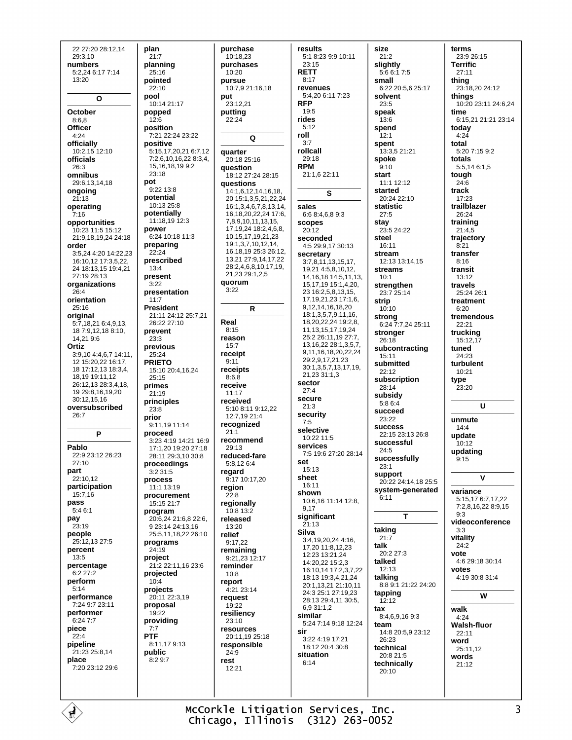22 27:20 28:12,14
29:3,10
**numbers**
5:2,24 6:17 7:14
13:20

**O**

**October**
8:6,8
**Officer**
4:24
**officially**
10:2,15 12:10
**officials**
26:3
**omnibus**
29:6,13,14,18
**ongoing**
21:13
**operating**
7:16
**opportunities**
10:23 11:5 15:12
21:9,18,19,24 24:18
**order**
3:5,24 4:20 14:22,23
16:10,12 17:3,5,22,
24 18:13,15 19:4,21
27:19 28:13
**organizations**
26:4
**orientation**
25:16
**original**
5:7,18,21 6:4,9,13,
18 7:9,12,18 8:10,
14,21 9:6
**Ortiz**
3:9,10 4:4,6,7 14:11,
12 15:20,22 16:17,
18 17:12,13 18:3,4,
18,19 19:11,12
26:12,13 28:3,4,18,
19 29:8,16,19,20
30:12,15,16
**oversubscribed**
26:7

**P**

**Pablo**
22:9 23:12 26:23
27:10
**part**
22:10,12
**participation**
15:7,16
**pass**
5:4 6:1
**pay**
23:19
**people**
25:12,13 27:5
**percent**
13:5
**percentage**
6:2 27:2
**perform**
5:14
**performance**
7:24 9:7 23:11
**performer**
6:24 7:7
**piece**
22:4
**pipeline**
21:23 25:8,14
**place**
7:20 23:12 29:6

**plan**
21:7
**planning**
25:16
**pointed**
22:10
**pool**
10:14 21:17
**popped**
12:6
**position**
7:21 22:24 23:22
**positive**
5:15,17,20,21 6:7,12
7:2,6,10,16,22 8:3,4,
15,16,18,19 9:2
23:18
**pot**
9:22 13:8
**potential**
10:13 25:8
**potentially**
11:18,19 12:3
**power**
6:24 10:18 11:3
**preparing**
22:24
**prescribed**
13:4
**present**
3:22
**presentation**
11:7
**President**
21:11 24:12 25:7,21
26:22 27:10
**prevent**
23:3
**previous**
25:24
**PRIETO**
15:10 20:4,16,24
25:15
**primes**
21:19
**principles**
23:8
**prior**
9:11,19 11:14
**proceed**
3:23 4:19 14:21 16:9
17:1,20 19:20 27:18
28:11 29:3,10 30:8
**proceedings**
3:2 31:5
**process**
11:1 13:19
**procurement**
15:15 21:7
**program**
20:6,24 21:6,8 22:6,
9 23:14 24:13,16
25:5,11,18,22 26:10
**programs**
24:19
**project**
21:2 22:11,16 23:6
**projected**
10:4
**projects**
20:11 22:3,19
**proposal**
19:22
**providing**
7:7
**PTF**
8:11,17 9:13
**public**
8:2 9:7

**purchase**
10:18,23
**purchases**
10:20
**pursue**
10:7,9 21:16,18
**put**
23:12,21
**putting**
22:24

**Q**

**quarter**
20:18 25:16
**question**
18:12 27:24 28:15
**questions**
14:1,6,12,14,16,18,
20 15:1,3,5,21,22,24
16:1,3,4,6,7,8,13,14,
16,18,20,22,24 17:6,
7,8,9,10,11,13,15,
17,19,24 18:2,4,6,8,
10,15,17,19,21,23
19:1,3,7,10,12,14,
16,18,19 25:3 26:12,
13,21 27:9,14,17,22
28:2,4,6,8,10,17,19,
21,23 29:1,2,5
**quorum**
3:22

**R**

**Real**
8:15
**reason**
15:7
**receipt**
9:11
**receipts**
8:6,8
**receive**
11:17
**received**
5:10 8:11 9:12,22
12:7,19 21:4
**recognized**
21:1
**recommend**
29:13
**reduced-fare**
5:8,12 6:4
**regard**
9:17 10:17,20
**region**
22:8
**regionally**
10:8 13:2
**released**
13:20
**relief**
9:17,22
**remaining**
9:21,23 12:17
**reminder**
10:8
**report**
4:21 23:14
**request**
19:22
**resiliency**
23:10
**resources**
20:11,19 25:18
**responsible**
24:9
**rest**
12:21

**results**
5:1 8:23 9:9 10:11
23:15
**RETT**
8:17
**revenues**
5:4,20 6:11 7:23
**RFP**
19:5
**rides**
5:12
**roll**
3:7
**rollcall**
29:18
**RPM**
21:1,6 22:11

**S**

**sales**
6:6 8:4,6,8 9:3
**scopes**
20:12
**seconded**
4:5 29:9,17 30:13
**secretary**
3:7,8,11,13,15,17,
19,21 4:5,8,10,12,
14,16,18 14:5,11,13,
15,17,19 15:1,4,20,
23 16:2,5,8,13,15,
17,19,21,23 17:1,6,
9,12,14,16,18,20
18:1,3,5,7,9,11,16,
18,20,22,24 19:2,8,
11,13,15,17,19,24
25:2 26:11,19 27:7,
13,16,22 28:1,3,5,7,
9,11,16,18,20,22,24
29:2,9,17,21,23
30:1,3,5,7,13,17,19,
21,23 31:1,3
**sector**
27:4
**secure**
21:3
**security**
7:5
**selective**
10:22 11:5
**services**
7:5 19:6 27:20 28:14
**set**
15:13
**sheet**
16:11
**shown**
10:6,16 11:14 12:8,
9,17
**significant**
21:13
**Silva**
3:4,19,20,24 4:16,
17,20 11:8,12,23
12:23 13:21,24
14:20,22 15:2,3
16:10,14 17:2,3,7,22
18:13 19:3,4,21,24
20:1,13,21 21:10,11
24:3 25:1 27:19,23
28:13 29:4,11 30:5,
6,9 31:1,2
**similar**
5:24 7:14 9:18 12:24
**sir**
3:22 4:19 17:21
18:12 20:4 30:8
**situation**
6:14

**size**
21:2
**slightly**
5:6 6:1 7:5
**small**
6:22 20:5,6 25:17
**solvent**
23:5
**speak**
13:6
**spend**
12:1
**spent**
13:3,5 21:21
**spoke**
9:10
**start**
11:1 12:12
**started**
20:24 22:10
**statistic**
27:5
**stay**
23:5 24:22
**steel**
16:11
**stream**
12:13 13:14,15
**streams**
10:1
**strengthen**
23:7 25:14
**strip**
10:10
**strong**
6:24 7:7,24 25:11
**stronger**
26:18
**subcontracting**
15:11
**submitted**
22:12
**subscription**
28:14
**subsidy**
5:8 6:4
**succeed**
23:22
**success**
22:15 23:13 26:8
**successful**
24:5
**successfully**
23:1
**support**
20:22 24:14,18 25:5
**system-generated**
6:11

**T**

**taking**
21:7
**talk**
20:2 27:3
**talked**
12:13
**talking**
8:8 9:1 21:22 24:20
**tapping**
12:12
**tax**
8:4,6,9,16 9:3
**team**
14:8 20:5,9 23:12
26:23
**technical**
20:8 21:5
**technically**
20:10

**terms**
23:9 26:15
**Terrific**
27:11
**thing**
23:18,20 24:12
**things**
10:20 23:11 24:6,24
**time**
6:15,21 21:21 23:14
**today**
4:24
**total**
5:20 7:15 9:2
**totals**
5:5,14 6:1,5
**tough**
24:6
**track**
17:23
**trailblazer**
26:24
**training**
21:4,5
**trajectory**
8:21
**transfer**
8:16
**transit**
13:12
**travels**
25:24 26:1
**treatment**
6:20
**tremendous**
22:21
**trucking**
15:12,17
**tuned**
24:23
**turbulent**
10:21
**type**
23:20

**U**

**unmute**
14:4
**update**
10:12
**updating**
9:15

**V**

**variance**
5:15,17 6:7,17,22
7:2,8,16,22 8:9,15
9:3
**videoconference**
3:3
**vitality**
24:2
**vote**
4:6 29:18 30:14
**votes**
4:19 30:8 31:4

**W**

**walk**
4:24
**Walsh-fluor**
22:11
**word**
25:11,12
**words**
21:12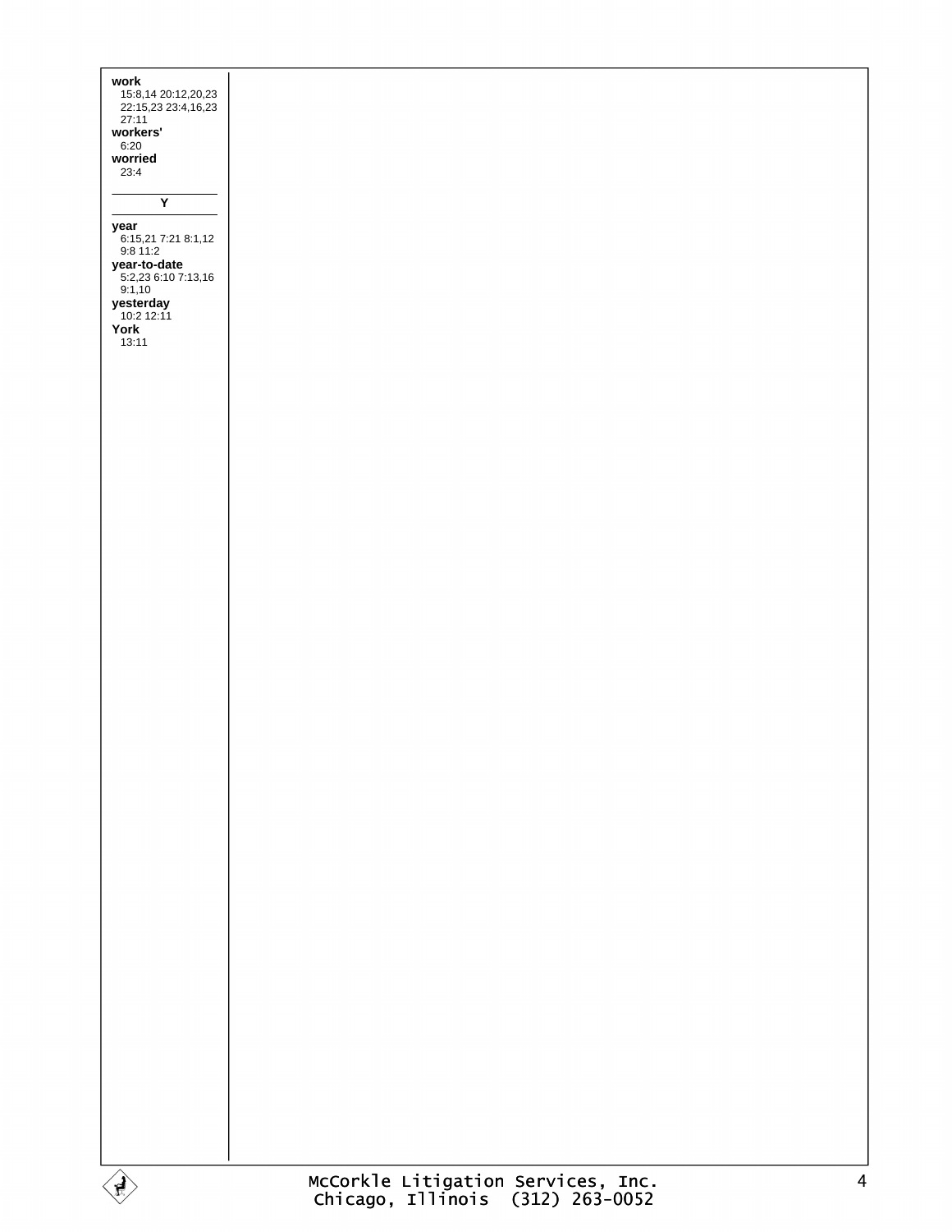**work**
15:8,14 20:12,20,23
22:15,23 23:4,16,23
27:11

**workers'**
6:20

**worried**
23:4

**Y**

**year**
6:15,21 7:21 8:1,12
9:8 11:2

**year-to-date**
5:2,23 6:10 7:13,16
9:1,10

**yesterday**
10:2 12:11

**York**
13:11

McCorkle Litigation Services, Inc.
Chicago, Illinois (312) 263-0052